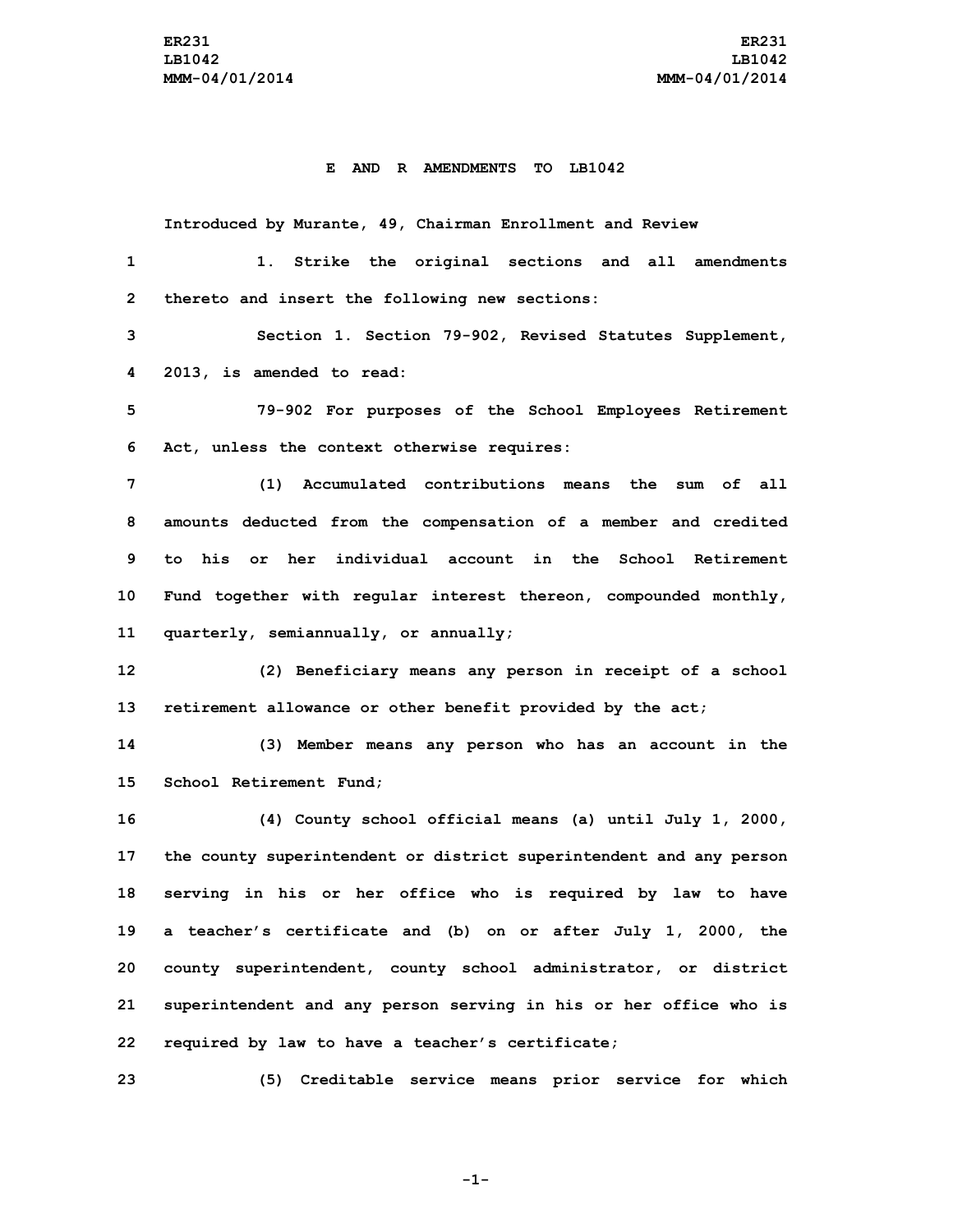# E AND R AMENDMENTS TO LB1042

Introduced by Murante, 49, Chairman Enrollment and Review

1. Strike the original sections and all amendments thereto and insert the following new sections:

Section 1. Section 79-902, Revised Statutes Supplement, 2013, is amended to read:

79-902 For purposes of the School Employees Retirement Act, unless the context otherwise requires:

(1) Accumulated contributions means the sum of all amounts deducted from the compensation of a member and credited to his or her individual account in the School Retirement Fund together with regular interest thereon, compounded monthly, quarterly, semiannually, or annually;

(2) Beneficiary means any person in receipt of a school retirement allowance or other benefit provided by the act;

(3) Member means any person who has an account in the School Retirement Fund;

(4) County school official means (a) until July 1, 2000, the county superintendent or district superintendent and any person serving in his or her office who is required by law to have a teacher's certificate and (b) on or after July 1, 2000, the county superintendent, county school administrator, or district superintendent and any person serving in his or her office who is required by law to have a teacher's certificate;

(5) Creditable service means prior service for which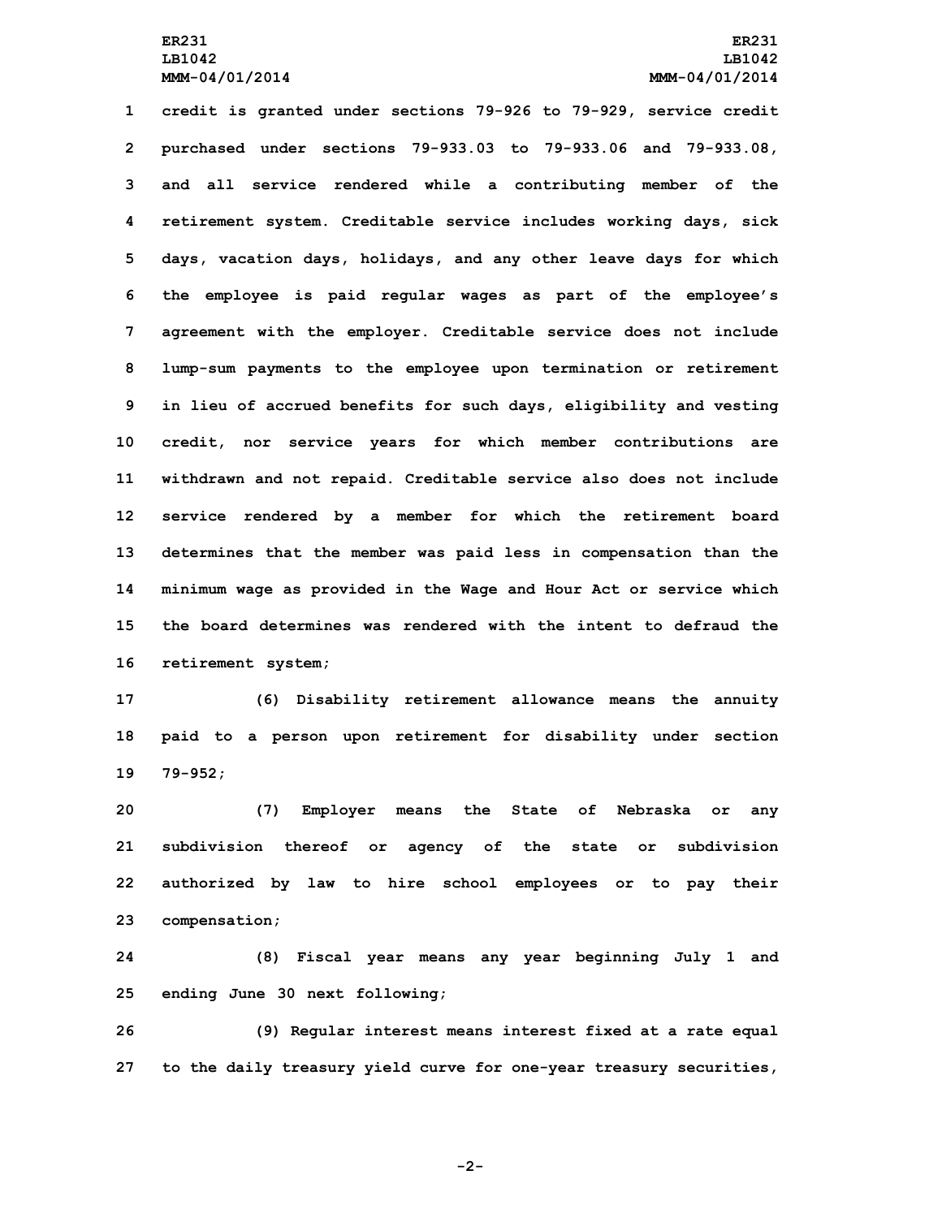credit is granted under sections 79-926 to 79-929, service credit purchased under sections 79-933.03 to 79-933.06 and 79-933.08, and all service rendered while a contributing member of the retirement system. Creditable service includes working days, sick days, vacation days, holidays, and any other leave days for which the employee is paid regular wages as part of the employee's agreement with the employer. Creditable service does not include lump-sum payments to the employee upon termination or retirement in lieu of accrued benefits for such days, eligibility and vesting credit, nor service years for which member contributions are withdrawn and not repaid. Creditable service also does not include service rendered by a member for which the retirement board determines that the member was paid less in compensation than the minimum wage as provided in the Wage and Hour Act or service which the board determines was rendered with the intent to defraud the retirement system;

(6) Disability retirement allowance means the annuity paid to a person upon retirement for disability under section 79-952;

(7) Employer means the State of Nebraska or any subdivision thereof or agency of the state or subdivision authorized by law to hire school employees or to pay their compensation;

(8) Fiscal year means any year beginning July 1 and ending June 30 next following;

(9) Regular interest means interest fixed at a rate equal to the daily treasury yield curve for one-year treasury securities,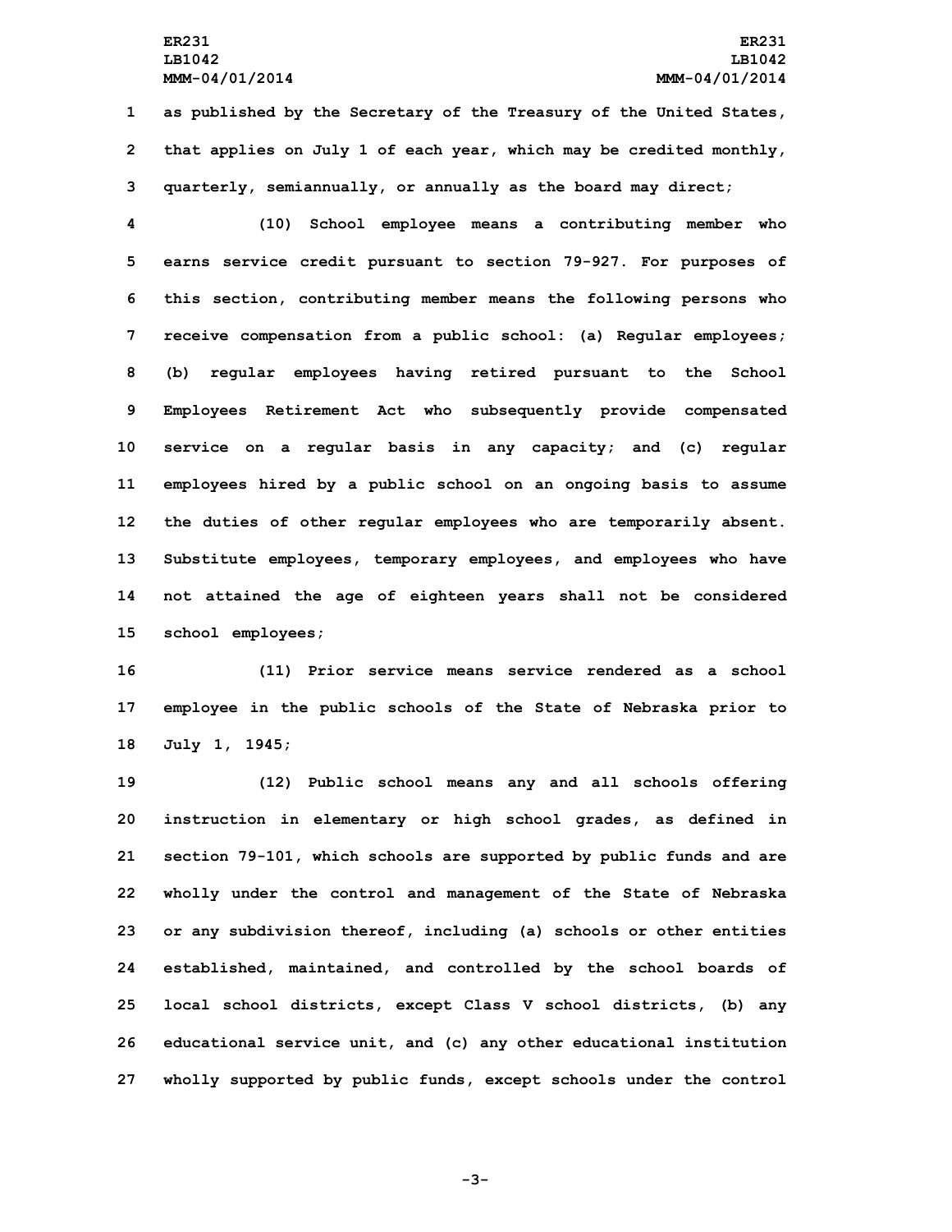as published by the Secretary of the Treasury of the United States, that applies on July 1 of each year, which may be credited monthly, quarterly, semiannually, or annually as the board may direct;

(10) School employee means a contributing member who earns service credit pursuant to section 79-927. For purposes of this section, contributing member means the following persons who receive compensation from a public school: (a) Regular employees; (b) regular employees having retired pursuant to the School Employees Retirement Act who subsequently provide compensated service on a regular basis in any capacity; and (c) regular employees hired by a public school on an ongoing basis to assume the duties of other regular employees who are temporarily absent. Substitute employees, temporary employees, and employees who have not attained the age of eighteen years shall not be considered school employees;

(11) Prior service means service rendered as a school employee in the public schools of the State of Nebraska prior to July 1, 1945;

(12) Public school means any and all schools offering instruction in elementary or high school grades, as defined in section 79-101, which schools are supported by public funds and are wholly under the control and management of the State of Nebraska or any subdivision thereof, including (a) schools or other entities established, maintained, and controlled by the school boards of local school districts, except Class V school districts, (b) any educational service unit, and (c) any other educational institution wholly supported by public funds, except schools under the control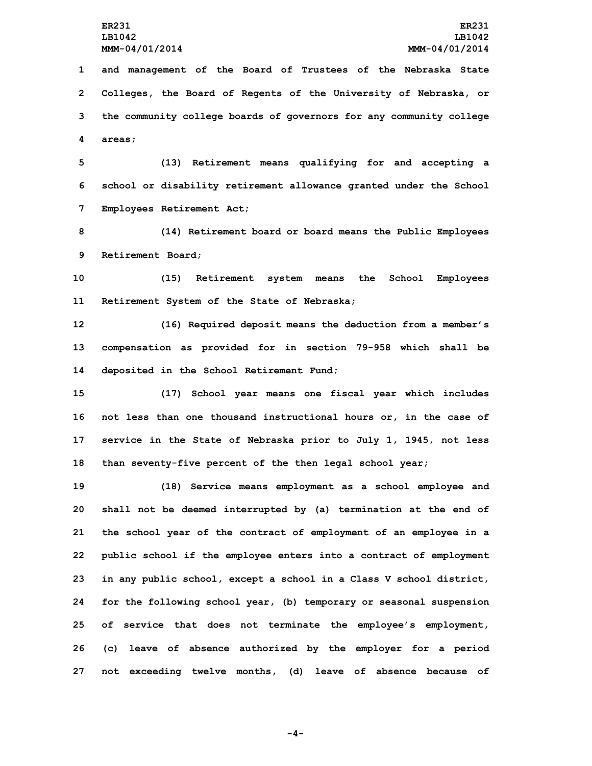and management of the Board of Trustees of the Nebraska State Colleges, the Board of Regents of the University of Nebraska, or the community college boards of governors for any community college areas;

(13) Retirement means qualifying for and accepting a school or disability retirement allowance granted under the School Employees Retirement Act;

(14) Retirement board or board means the Public Employees Retirement Board;

(15) Retirement system means the School Employees Retirement System of the State of Nebraska;

(16) Required deposit means the deduction from a member's compensation as provided for in section 79-958 which shall be deposited in the School Retirement Fund;

(17) School year means one fiscal year which includes not less than one thousand instructional hours or, in the case of service in the State of Nebraska prior to July 1, 1945, not less than seventy-five percent of the then legal school year;

(18) Service means employment as a school employee and shall not be deemed interrupted by (a) termination at the end of the school year of the contract of employment of an employee in a public school if the employee enters into a contract of employment in any public school, except a school in a Class V school district, for the following school year, (b) temporary or seasonal suspension of service that does not terminate the employee's employment, (c) leave of absence authorized by the employer for a period not exceeding twelve months, (d) leave of absence because of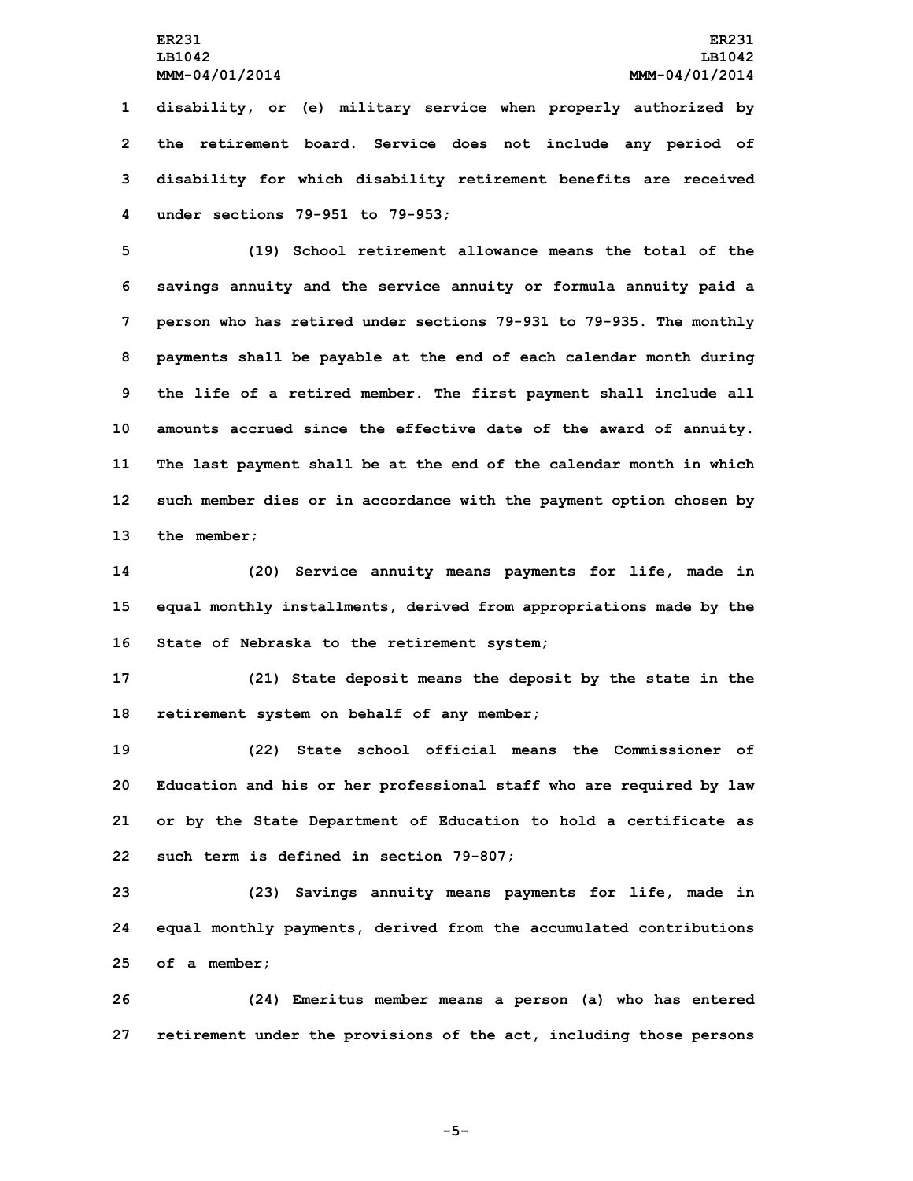disability, or (e) military service when properly authorized by the retirement board. Service does not include any period of disability for which disability retirement benefits are received under sections 79-951 to 79-953;

(19) School retirement allowance means the total of the savings annuity and the service annuity or formula annuity paid a person who has retired under sections 79-931 to 79-935. The monthly payments shall be payable at the end of each calendar month during the life of a retired member. The first payment shall include all amounts accrued since the effective date of the award of annuity. The last payment shall be at the end of the calendar month in which such member dies or in accordance with the payment option chosen by the member;

(20) Service annuity means payments for life, made in equal monthly installments, derived from appropriations made by the State of Nebraska to the retirement system;

(21) State deposit means the deposit by the state in the retirement system on behalf of any member;

(22) State school official means the Commissioner of Education and his or her professional staff who are required by law or by the State Department of Education to hold a certificate as such term is defined in section 79-807;

(23) Savings annuity means payments for life, made in equal monthly payments, derived from the accumulated contributions of a member;

(24) Emeritus member means a person (a) who has entered retirement under the provisions of the act, including those persons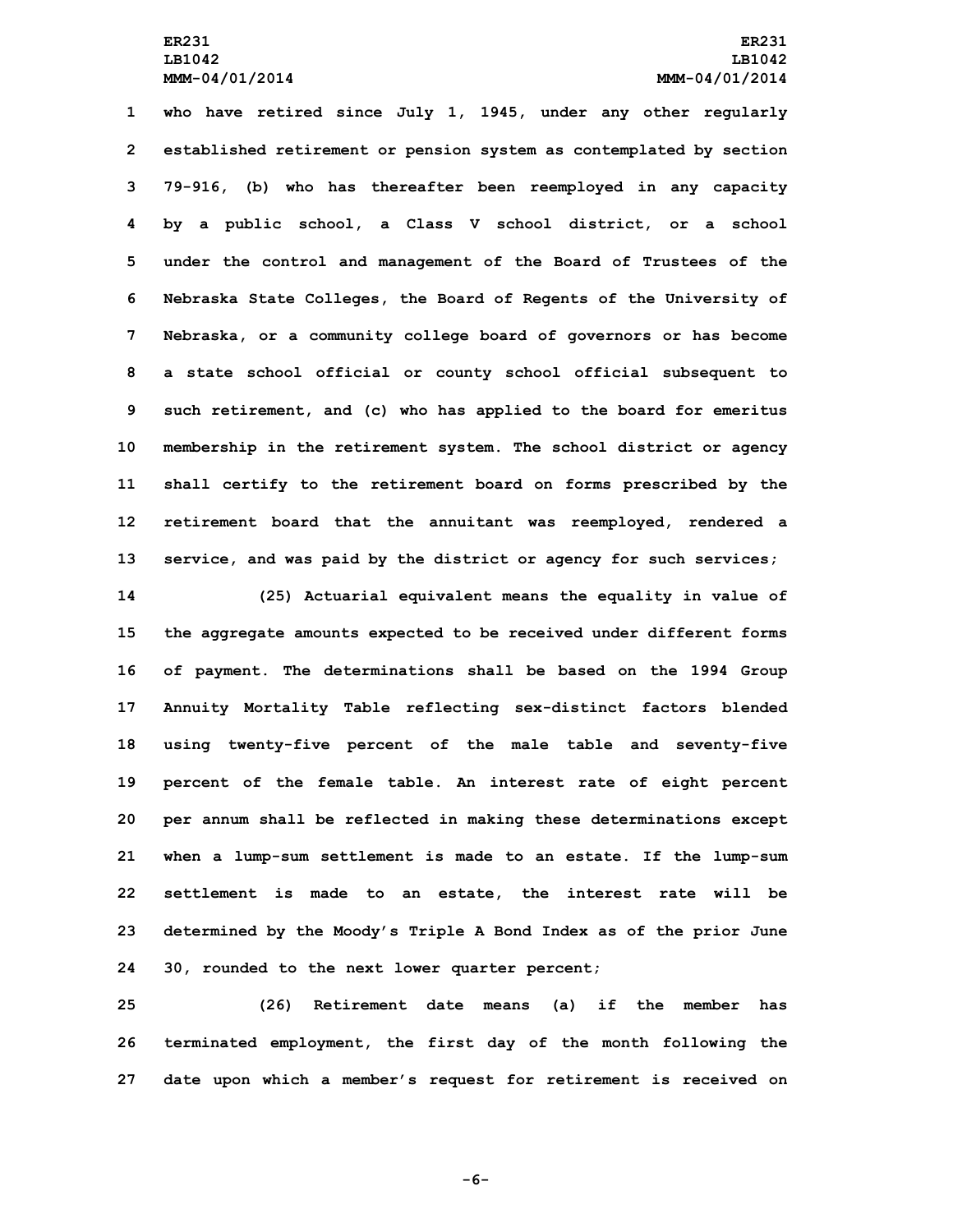who have retired since July 1, 1945, under any other regularly established retirement or pension system as contemplated by section 79-916, (b) who has thereafter been reemployed in any capacity by a public school, a Class V school district, or a school under the control and management of the Board of Trustees of the Nebraska State Colleges, the Board of Regents of the University of Nebraska, or a community college board of governors or has become a state school official or county school official subsequent to such retirement, and (c) who has applied to the board for emeritus membership in the retirement system. The school district or agency shall certify to the retirement board on forms prescribed by the retirement board that the annuitant was reemployed, rendered a service, and was paid by the district or agency for such services;

(25) Actuarial equivalent means the equality in value of the aggregate amounts expected to be received under different forms of payment. The determinations shall be based on the 1994 Group Annuity Mortality Table reflecting sex-distinct factors blended using twenty-five percent of the male table and seventy-five percent of the female table. An interest rate of eight percent per annum shall be reflected in making these determinations except when a lump-sum settlement is made to an estate. If the lump-sum settlement is made to an estate, the interest rate will be determined by the Moody's Triple A Bond Index as of the prior June 30, rounded to the next lower quarter percent;

(26) Retirement date means (a) if the member has terminated employment, the first day of the month following the date upon which a member's request for retirement is received on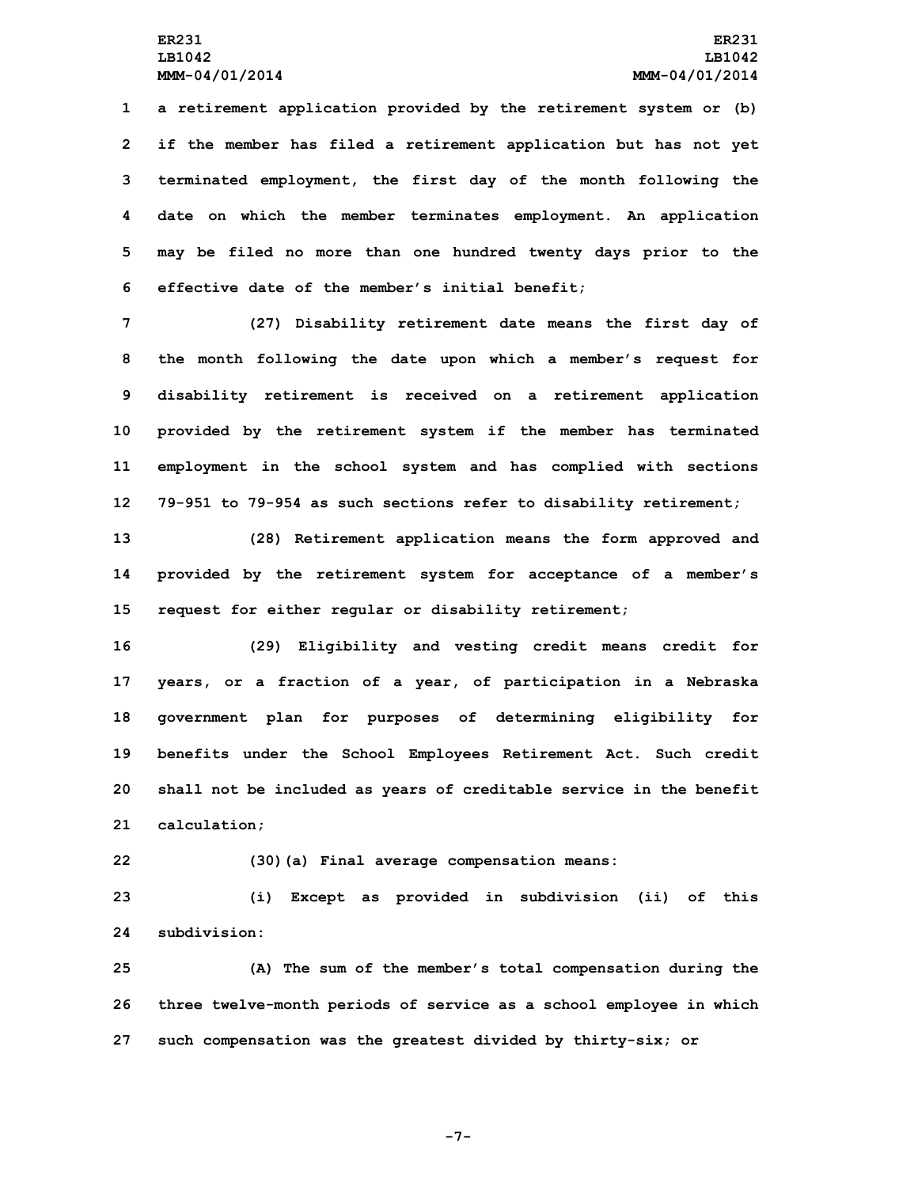a retirement application provided by the retirement system or (b) if the member has filed a retirement application but has not yet terminated employment, the first day of the month following the date on which the member terminates employment. An application may be filed no more than one hundred twenty days prior to the effective date of the member's initial benefit;

(27) Disability retirement date means the first day of the month following the date upon which a member's request for disability retirement is received on a retirement application provided by the retirement system if the member has terminated employment in the school system and has complied with sections 79-951 to 79-954 as such sections refer to disability retirement;

(28) Retirement application means the form approved and provided by the retirement system for acceptance of a member's request for either regular or disability retirement;

(29) Eligibility and vesting credit means credit for years, or a fraction of a year, of participation in a Nebraska government plan for purposes of determining eligibility for benefits under the School Employees Retirement Act. Such credit shall not be included as years of creditable service in the benefit calculation;

(30)(a) Final average compensation means:

(i) Except as provided in subdivision (ii) of this subdivision:

(A) The sum of the member's total compensation during the three twelve-month periods of service as a school employee in which such compensation was the greatest divided by thirty-six; or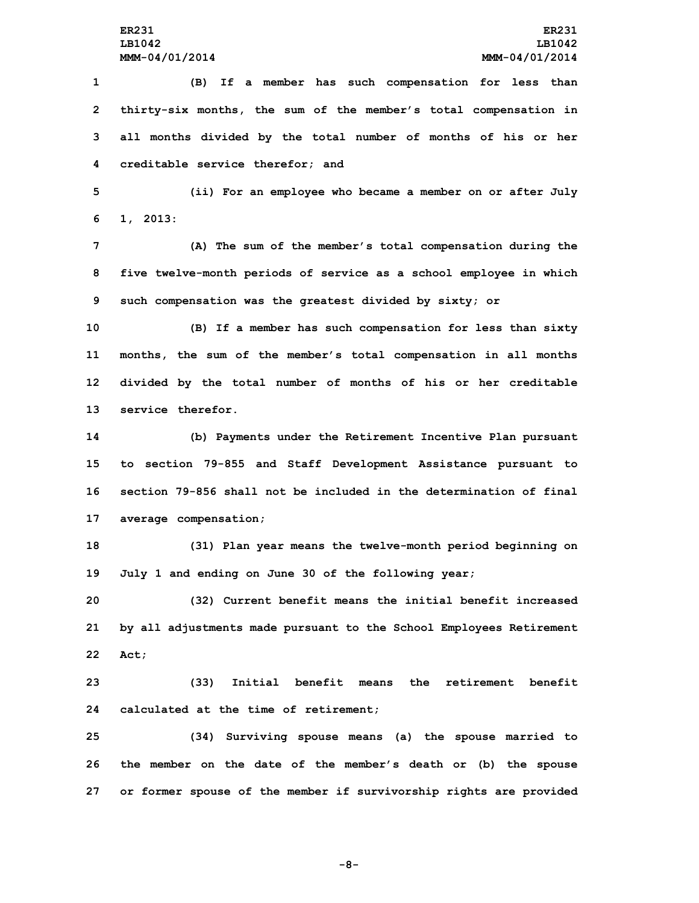(B) If a member has such compensation for less than thirty-six months, the sum of the member's total compensation in all months divided by the total number of months of his or her creditable service therefor; and

(ii) For an employee who became a member on or after July 1, 2013:

(A) The sum of the member's total compensation during the five twelve-month periods of service as a school employee in which such compensation was the greatest divided by sixty; or

(B) If a member has such compensation for less than sixty months, the sum of the member's total compensation in all months divided by the total number of months of his or her creditable service therefor.

(b) Payments under the Retirement Incentive Plan pursuant to section 79-855 and Staff Development Assistance pursuant to section 79-856 shall not be included in the determination of final average compensation;

(31) Plan year means the twelve-month period beginning on July 1 and ending on June 30 of the following year;

(32) Current benefit means the initial benefit increased by all adjustments made pursuant to the School Employees Retirement Act;

(33) Initial benefit means the retirement benefit calculated at the time of retirement;

(34) Surviving spouse means (a) the spouse married to the member on the date of the member's death or (b) the spouse or former spouse of the member if survivorship rights are provided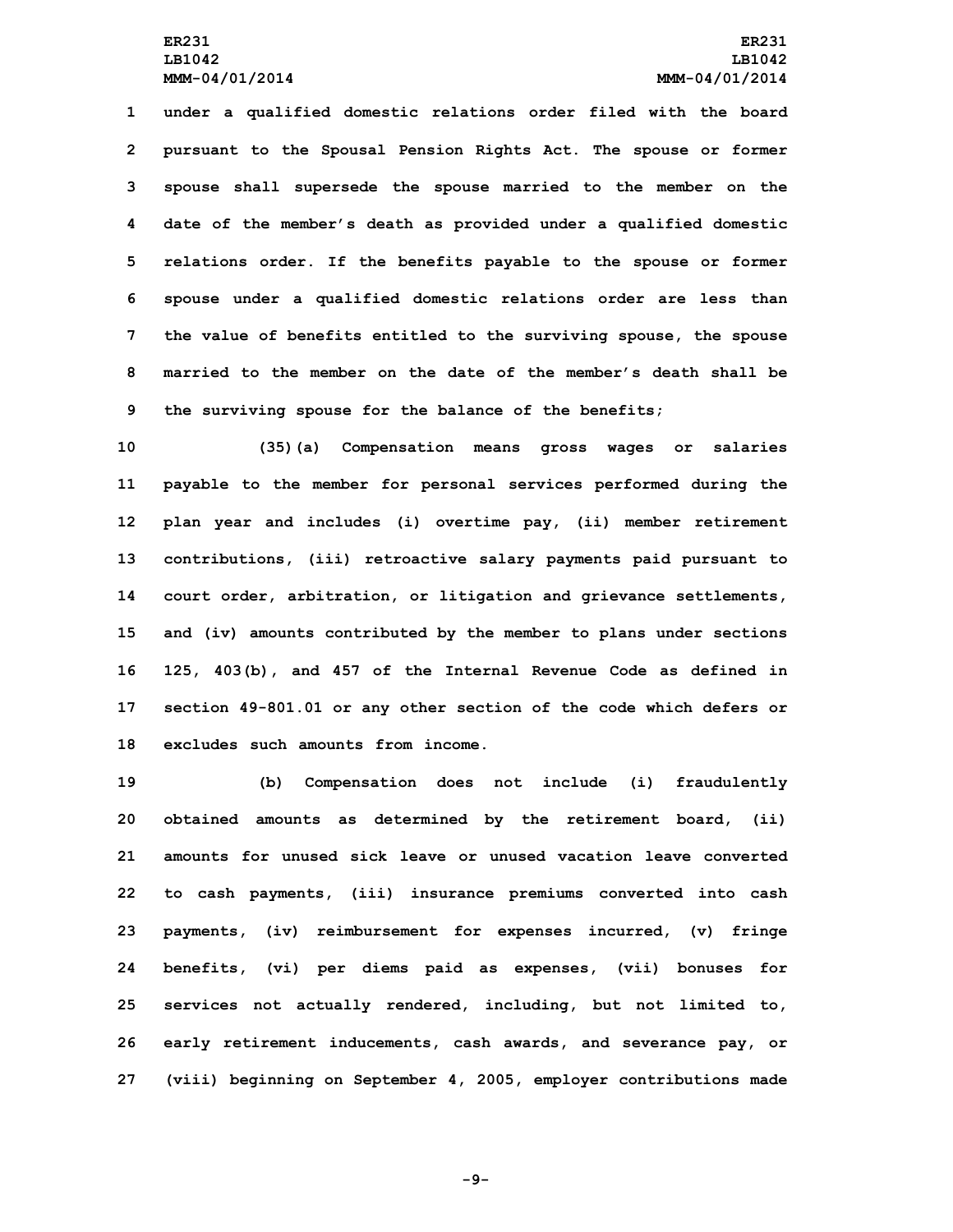under a qualified domestic relations order filed with the board pursuant to the Spousal Pension Rights Act. The spouse or former spouse shall supersede the spouse married to the member on the date of the member's death as provided under a qualified domestic relations order. If the benefits payable to the spouse or former spouse under a qualified domestic relations order are less than the value of benefits entitled to the surviving spouse, the spouse married to the member on the date of the member's death shall be the surviving spouse for the balance of the benefits;

(35)(a) Compensation means gross wages or salaries payable to the member for personal services performed during the plan year and includes (i) overtime pay, (ii) member retirement contributions, (iii) retroactive salary payments paid pursuant to court order, arbitration, or litigation and grievance settlements, and (iv) amounts contributed by the member to plans under sections 125, 403(b), and 457 of the Internal Revenue Code as defined in section 49-801.01 or any other section of the code which defers or excludes such amounts from income.

(b) Compensation does not include (i) fraudulently obtained amounts as determined by the retirement board, (ii) amounts for unused sick leave or unused vacation leave converted to cash payments, (iii) insurance premiums converted into cash payments, (iv) reimbursement for expenses incurred, (v) fringe benefits, (vi) per diems paid as expenses, (vii) bonuses for services not actually rendered, including, but not limited to, early retirement inducements, cash awards, and severance pay, or (viii) beginning on September 4, 2005, employer contributions made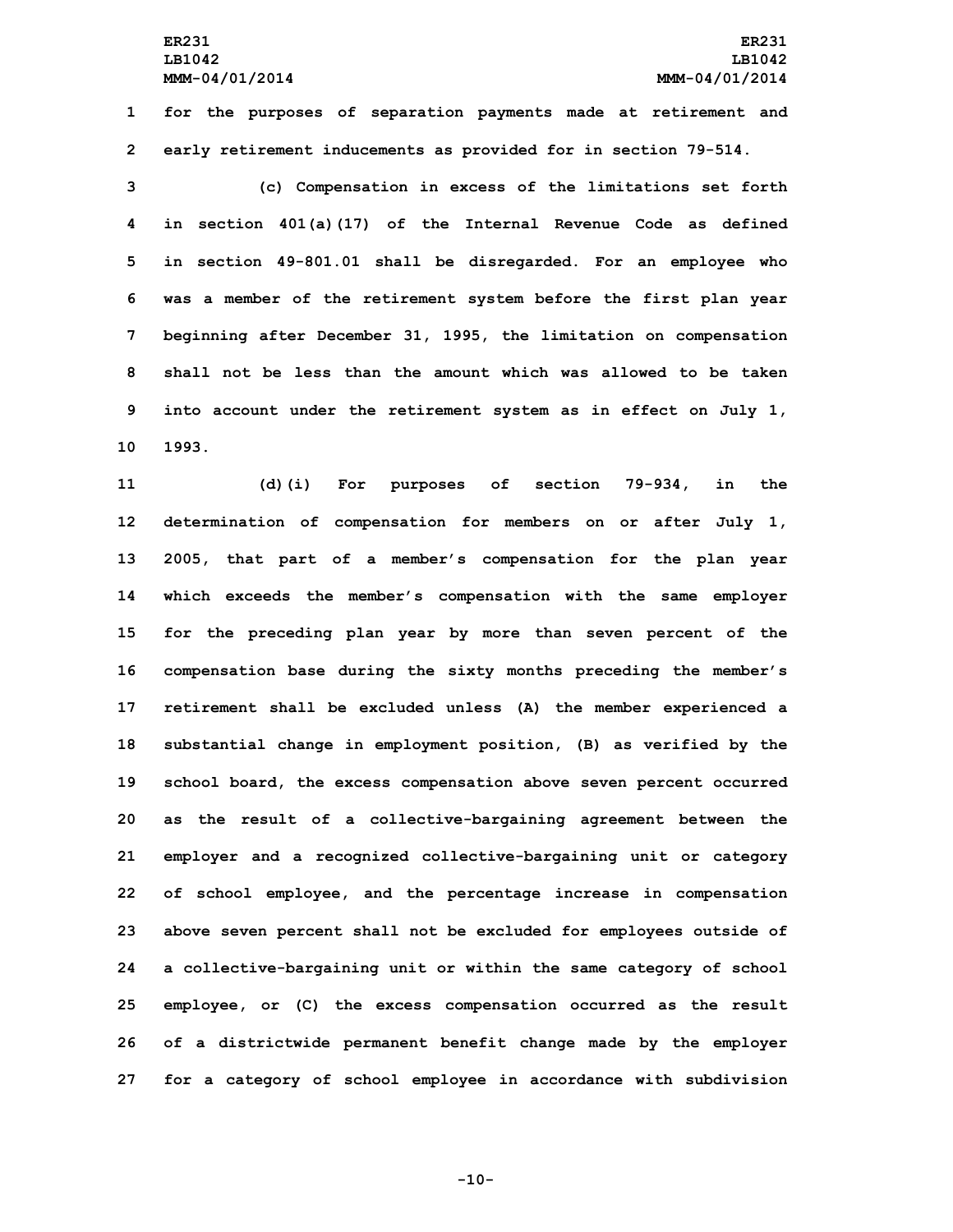for the purposes of separation payments made at retirement and early retirement inducements as provided for in section 79-514.

(c) Compensation in excess of the limitations set forth in section 401(a)(17) of the Internal Revenue Code as defined in section 49-801.01 shall be disregarded. For an employee who was a member of the retirement system before the first plan year beginning after December 31, 1995, the limitation on compensation shall not be less than the amount which was allowed to be taken into account under the retirement system as in effect on July 1, 1993.

(d)(i) For purposes of section 79-934, in the determination of compensation for members on or after July 1, 2005, that part of a member's compensation for the plan year which exceeds the member's compensation with the same employer for the preceding plan year by more than seven percent of the compensation base during the sixty months preceding the member's retirement shall be excluded unless (A) the member experienced a substantial change in employment position, (B) as verified by the school board, the excess compensation above seven percent occurred as the result of a collective-bargaining agreement between the employer and a recognized collective-bargaining unit or category of school employee, and the percentage increase in compensation above seven percent shall not be excluded for employees outside of a collective-bargaining unit or within the same category of school employee, or (C) the excess compensation occurred as the result of a districtwide permanent benefit change made by the employer for a category of school employee in accordance with subdivision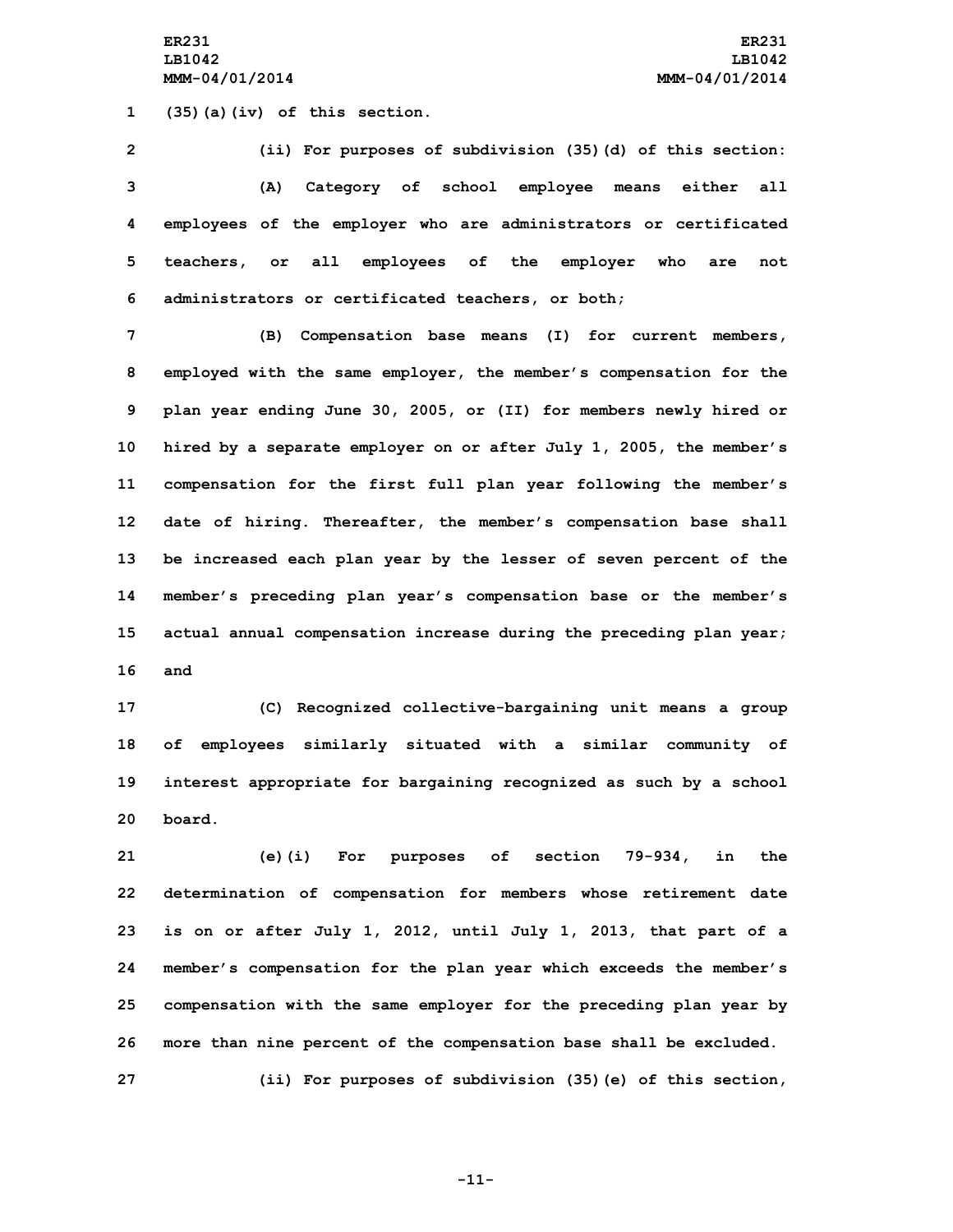(35)(a)(iv) of this section.

(ii) For purposes of subdivision (35)(d) of this section:

(A) Category of school employee means either all employees of the employer who are administrators or certificated teachers, or all employees of the employer who are not administrators or certificated teachers, or both;

(B) Compensation base means (I) for current members, employed with the same employer, the member's compensation for the plan year ending June 30, 2005, or (II) for members newly hired or hired by a separate employer on or after July 1, 2005, the member's compensation for the first full plan year following the member's date of hiring. Thereafter, the member's compensation base shall be increased each plan year by the lesser of seven percent of the member's preceding plan year's compensation base or the member's actual annual compensation increase during the preceding plan year; and

(C) Recognized collective-bargaining unit means a group of employees similarly situated with a similar community of interest appropriate for bargaining recognized as such by a school board.

(e)(i) For purposes of section 79-934, in the determination of compensation for members whose retirement date is on or after July 1, 2012, until July 1, 2013, that part of a member's compensation for the plan year which exceeds the member's compensation with the same employer for the preceding plan year by more than nine percent of the compensation base shall be excluded.

(ii) For purposes of subdivision (35)(e) of this section,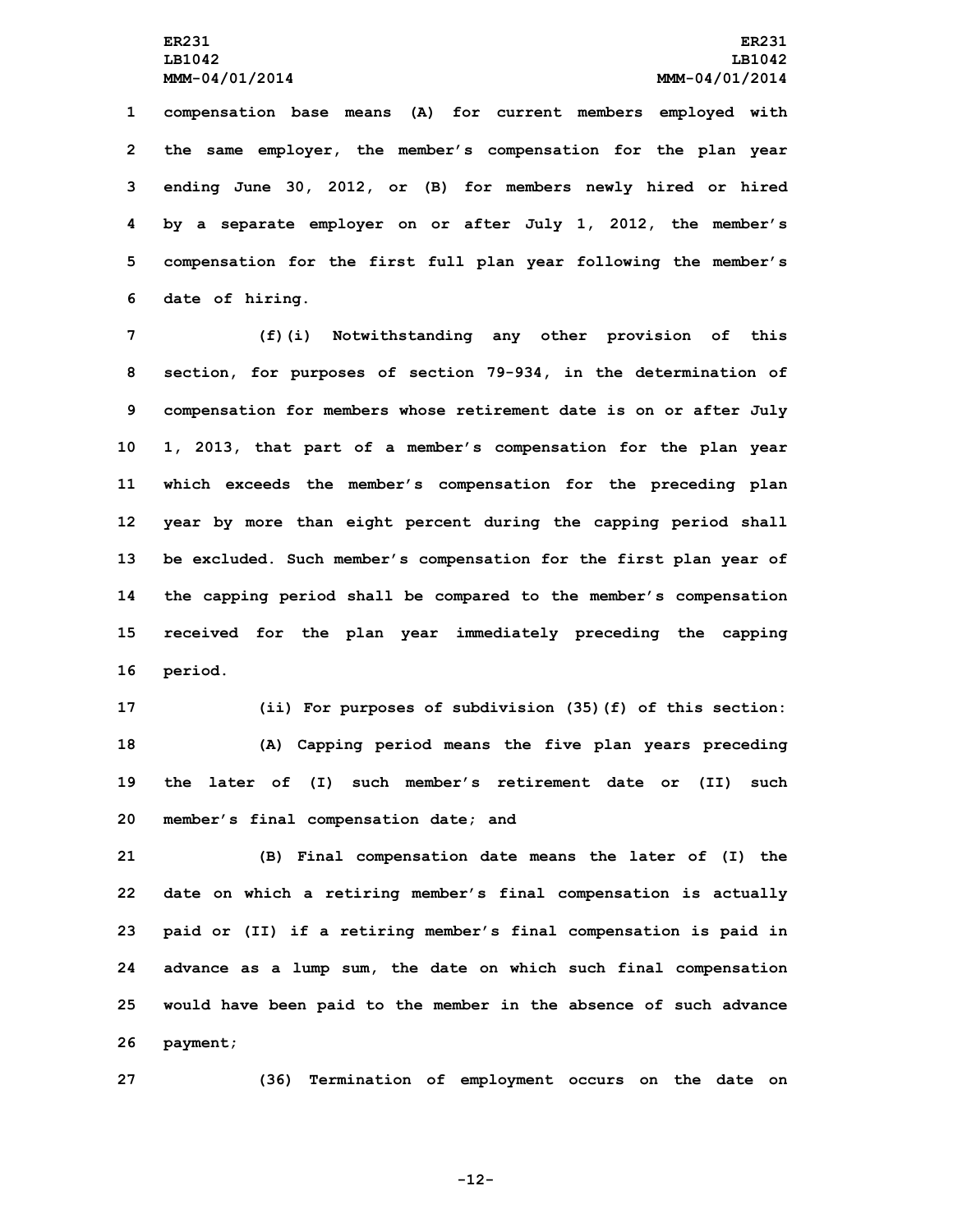compensation base means (A) for current members employed with the same employer, the member's compensation for the plan year ending June 30, 2012, or (B) for members newly hired or hired by a separate employer on or after July 1, 2012, the member's compensation for the first full plan year following the member's date of hiring.

(f)(i) Notwithstanding any other provision of this section, for purposes of section 79-934, in the determination of compensation for members whose retirement date is on or after July 1, 2013, that part of a member's compensation for the plan year which exceeds the member's compensation for the preceding plan year by more than eight percent during the capping period shall be excluded. Such member's compensation for the first plan year of the capping period shall be compared to the member's compensation received for the plan year immediately preceding the capping period.

(ii) For purposes of subdivision (35)(f) of this section:

(A) Capping period means the five plan years preceding the later of (I) such member's retirement date or (II) such member's final compensation date; and

(B) Final compensation date means the later of (I) the date on which a retiring member's final compensation is actually paid or (II) if a retiring member's final compensation is paid in advance as a lump sum, the date on which such final compensation would have been paid to the member in the absence of such advance payment;

(36) Termination of employment occurs on the date on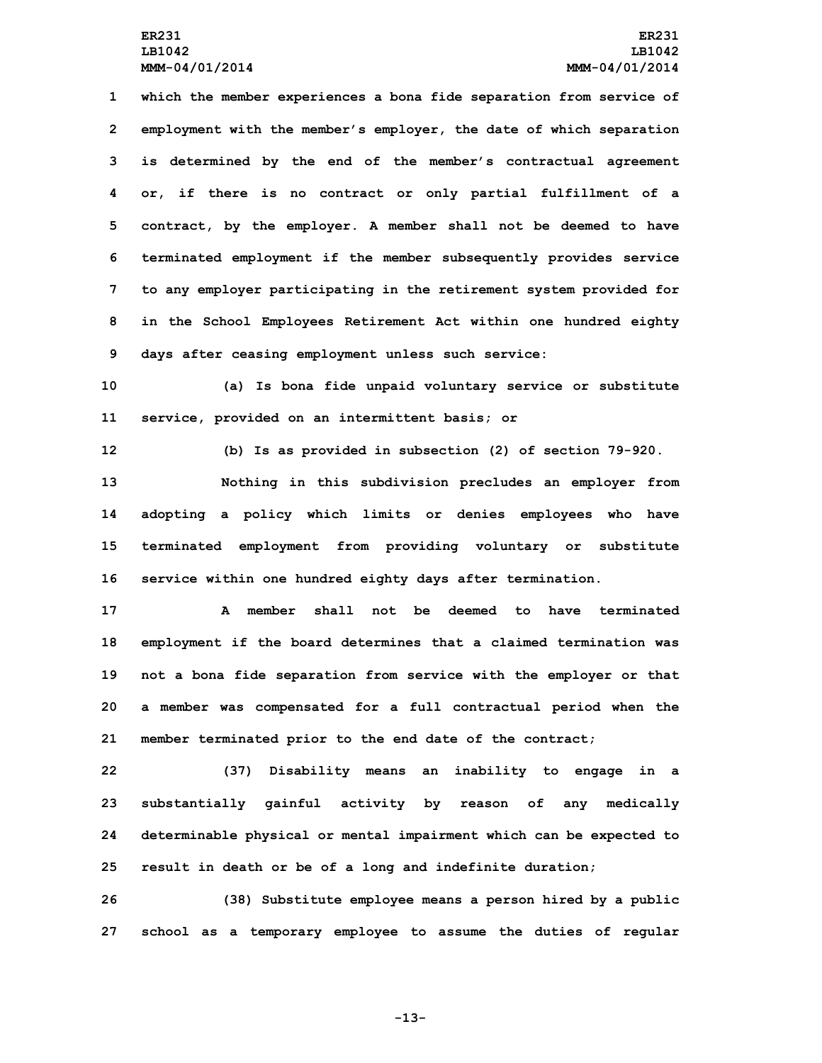which the member experiences a bona fide separation from service of employment with the member's employer, the date of which separation is determined by the end of the member's contractual agreement or, if there is no contract or only partial fulfillment of a contract, by the employer. A member shall not be deemed to have terminated employment if the member subsequently provides service to any employer participating in the retirement system provided for in the School Employees Retirement Act within one hundred eighty days after ceasing employment unless such service:

(a) Is bona fide unpaid voluntary service or substitute service, provided on an intermittent basis; or

(b) Is as provided in subsection (2) of section 79-920.

Nothing in this subdivision precludes an employer from adopting a policy which limits or denies employees who have terminated employment from providing voluntary or substitute service within one hundred eighty days after termination.

A member shall not be deemed to have terminated employment if the board determines that a claimed termination was not a bona fide separation from service with the employer or that a member was compensated for a full contractual period when the member terminated prior to the end date of the contract;

(37) Disability means an inability to engage in a substantially gainful activity by reason of any medically determinable physical or mental impairment which can be expected to result in death or be of a long and indefinite duration;

(38) Substitute employee means a person hired by a public school as a temporary employee to assume the duties of regular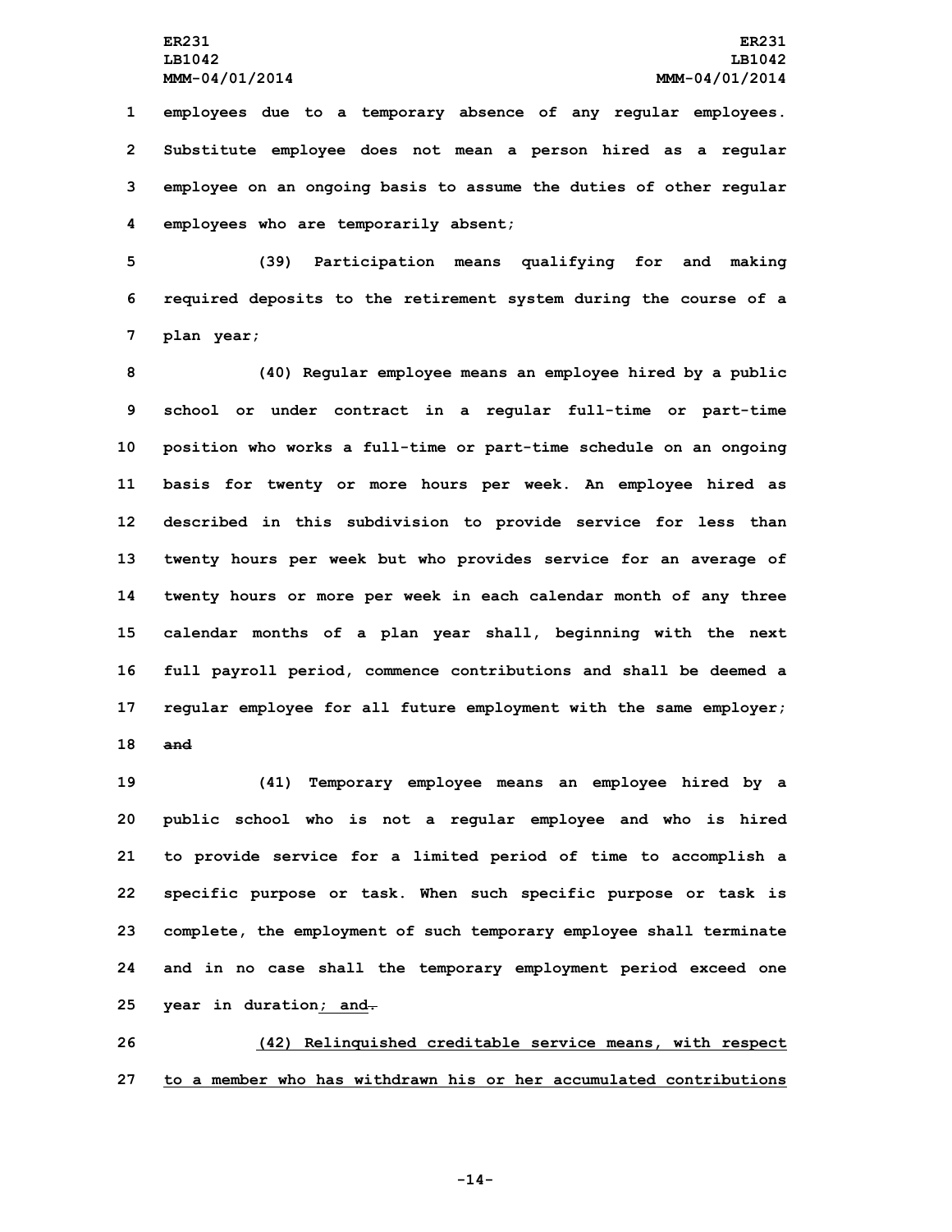employees due to a temporary absence of any regular employees. Substitute employee does not mean a person hired as a regular employee on an ongoing basis to assume the duties of other regular employees who are temporarily absent;

(39) Participation means qualifying for and making required deposits to the retirement system during the course of a plan year;

(40) Regular employee means an employee hired by a public school or under contract in a regular full-time or part-time position who works a full-time or part-time schedule on an ongoing basis for twenty or more hours per week. An employee hired as described in this subdivision to provide service for less than twenty hours per week but who provides service for an average of twenty hours or more per week in each calendar month of any three calendar months of a plan year shall, beginning with the next full payroll period, commence contributions and shall be deemed a regular employee for all future employment with the same employer; ~~and~~

(41) Temporary employee means an employee hired by a public school who is not a regular employee and who is hired to provide service for a limited period of time to accomplish a specific purpose or task. When such specific purpose or task is complete, the employment of such temporary employee shall terminate and in no case shall the temporary employment period exceed one year in duration<u>; and</u>~~.~~

<u>(42) Relinquished creditable service means, with respect to a member who has withdrawn his or her accumulated contributions</u>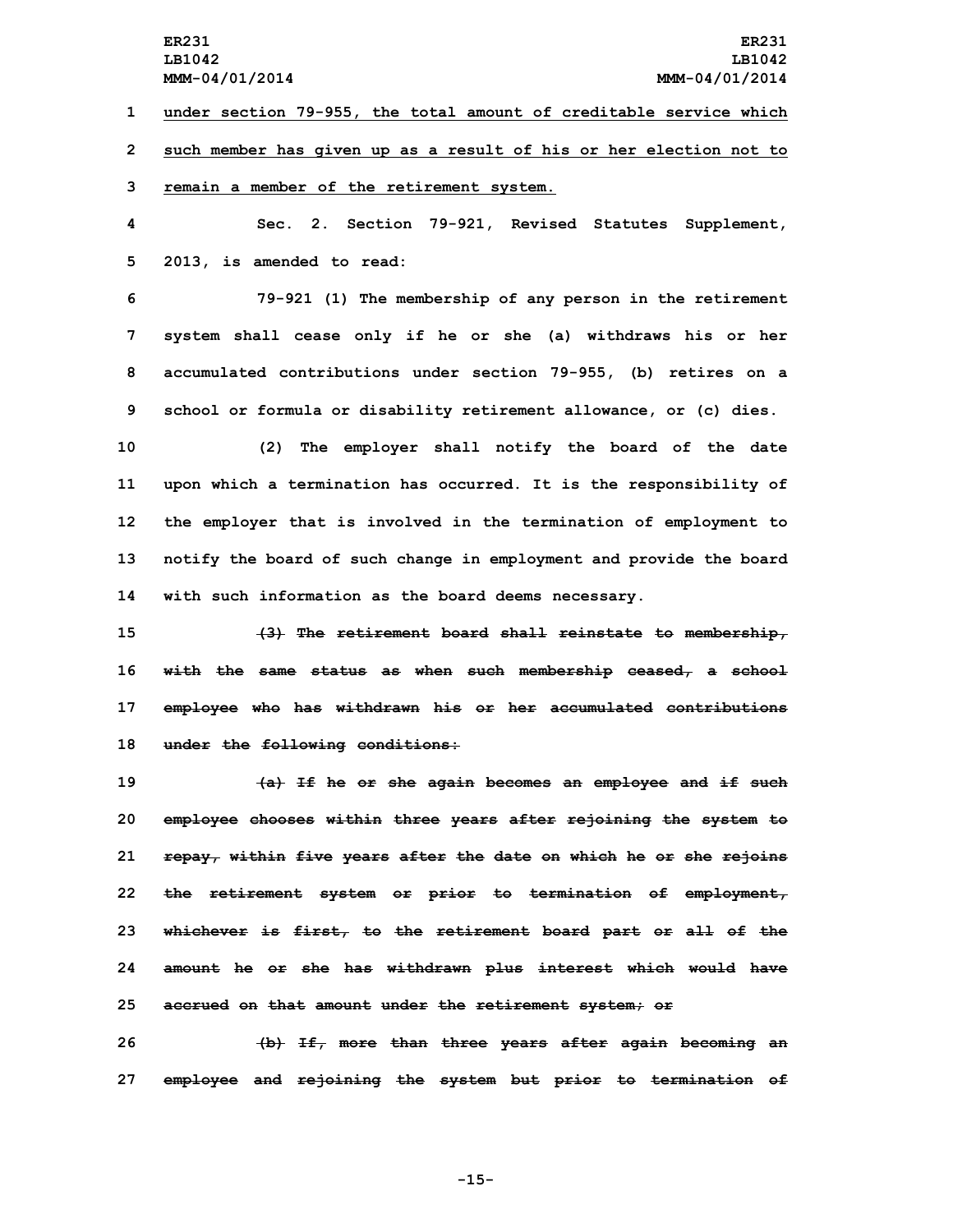under section 79-955, the total amount of creditable service which such member has given up as a result of his or her election not to remain a member of the retirement system.

Sec. 2. Section 79-921, Revised Statutes Supplement, 2013, is amended to read:

79-921 (1) The membership of any person in the retirement system shall cease only if he or she (a) withdraws his or her accumulated contributions under section 79-955, (b) retires on a school or formula or disability retirement allowance, or (c) dies.

(2) The employer shall notify the board of the date upon which a termination has occurred. It is the responsibility of the employer that is involved in the termination of employment to notify the board of such change in employment and provide the board with such information as the board deems necessary.

~~(3) The retirement board shall reinstate to membership, with the same status as when such membership ceased, a school employee who has withdrawn his or her accumulated contributions under the following conditions:~~

~~(a) If he or she again becomes an employee and if such employee chooses within three years after rejoining the system to repay, within five years after the date on which he or she rejoins the retirement system or prior to termination of employment, whichever is first, to the retirement board part or all of the amount he or she has withdrawn plus interest which would have accrued on that amount under the retirement system; or~~

~~(b) If, more than three years after again becoming an employee and rejoining the system but prior to termination of~~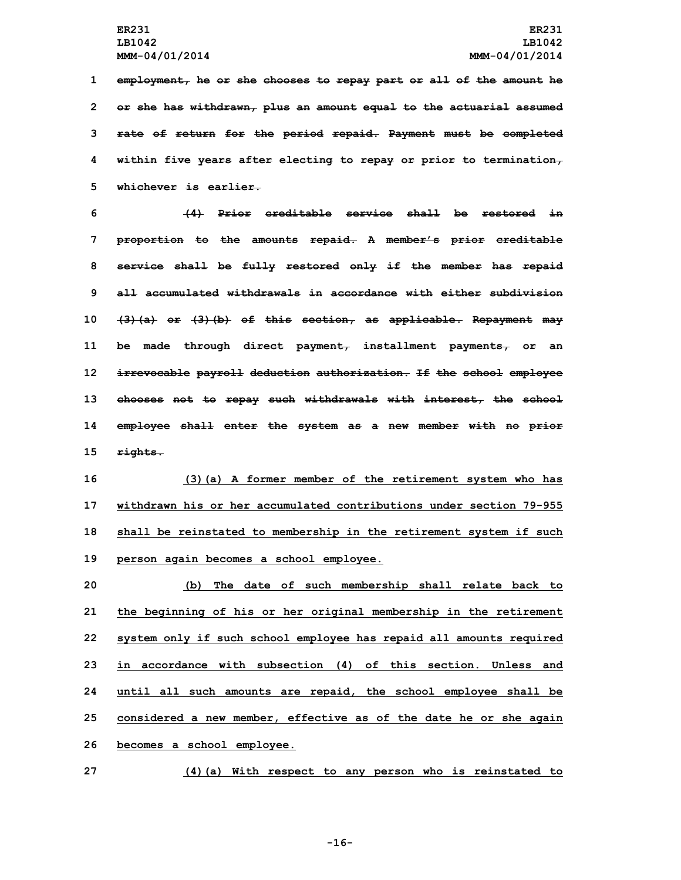~~employment, he or she chooses to repay part or all of the amount he or she has withdrawn, plus an amount equal to the actuarial assumed rate of return for the period repaid. Payment must be completed within five years after electing to repay or prior to termination, whichever is earlier.~~

~~(4) Prior creditable service shall be restored in proportion to the amounts repaid. A member's prior creditable service shall be fully restored only if the member has repaid all accumulated withdrawals in accordance with either subdivision (3)(a) or (3)(b) of this section, as applicable. Repayment may be made through direct payment, installment payments, or an irrevocable payroll deduction authorization. If the school employee chooses not to repay such withdrawals with interest, the school employee shall enter the system as a new member with no prior rights.~~

<u>(3)(a) A former member of the retirement system who has withdrawn his or her accumulated contributions under section 79-955 shall be reinstated to membership in the retirement system if such person again becomes a school employee.</u>

<u>(b) The date of such membership shall relate back to the beginning of his or her original membership in the retirement system only if such school employee has repaid all amounts required in accordance with subsection (4) of this section. Unless and until all such amounts are repaid, the school employee shall be considered a new member, effective as of the date he or she again becomes a school employee.</u>

<u>(4)(a) With respect to any person who is reinstated to</u>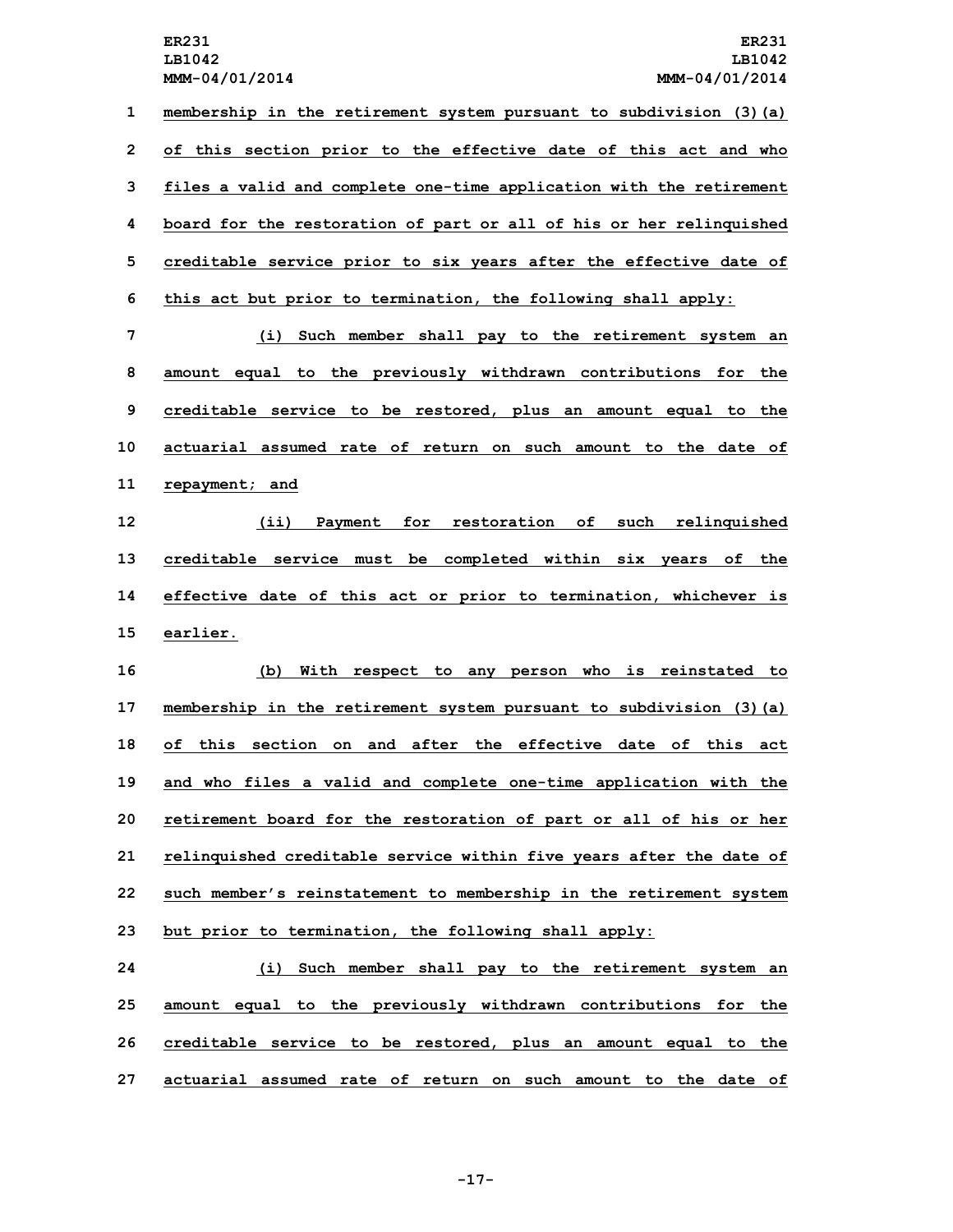membership in the retirement system pursuant to subdivision (3)(a) of this section prior to the effective date of this act and who files a valid and complete one-time application with the retirement board for the restoration of part or all of his or her relinquished creditable service prior to six years after the effective date of this act but prior to termination, the following shall apply:

(i) Such member shall pay to the retirement system an amount equal to the previously withdrawn contributions for the creditable service to be restored, plus an amount equal to the actuarial assumed rate of return on such amount to the date of repayment; and

(ii) Payment for restoration of such relinquished creditable service must be completed within six years of the effective date of this act or prior to termination, whichever is earlier.

(b) With respect to any person who is reinstated to membership in the retirement system pursuant to subdivision (3)(a) of this section on and after the effective date of this act and who files a valid and complete one-time application with the retirement board for the restoration of part or all of his or her relinquished creditable service within five years after the date of such member's reinstatement to membership in the retirement system but prior to termination, the following shall apply:

(i) Such member shall pay to the retirement system an amount equal to the previously withdrawn contributions for the creditable service to be restored, plus an amount equal to the actuarial assumed rate of return on such amount to the date of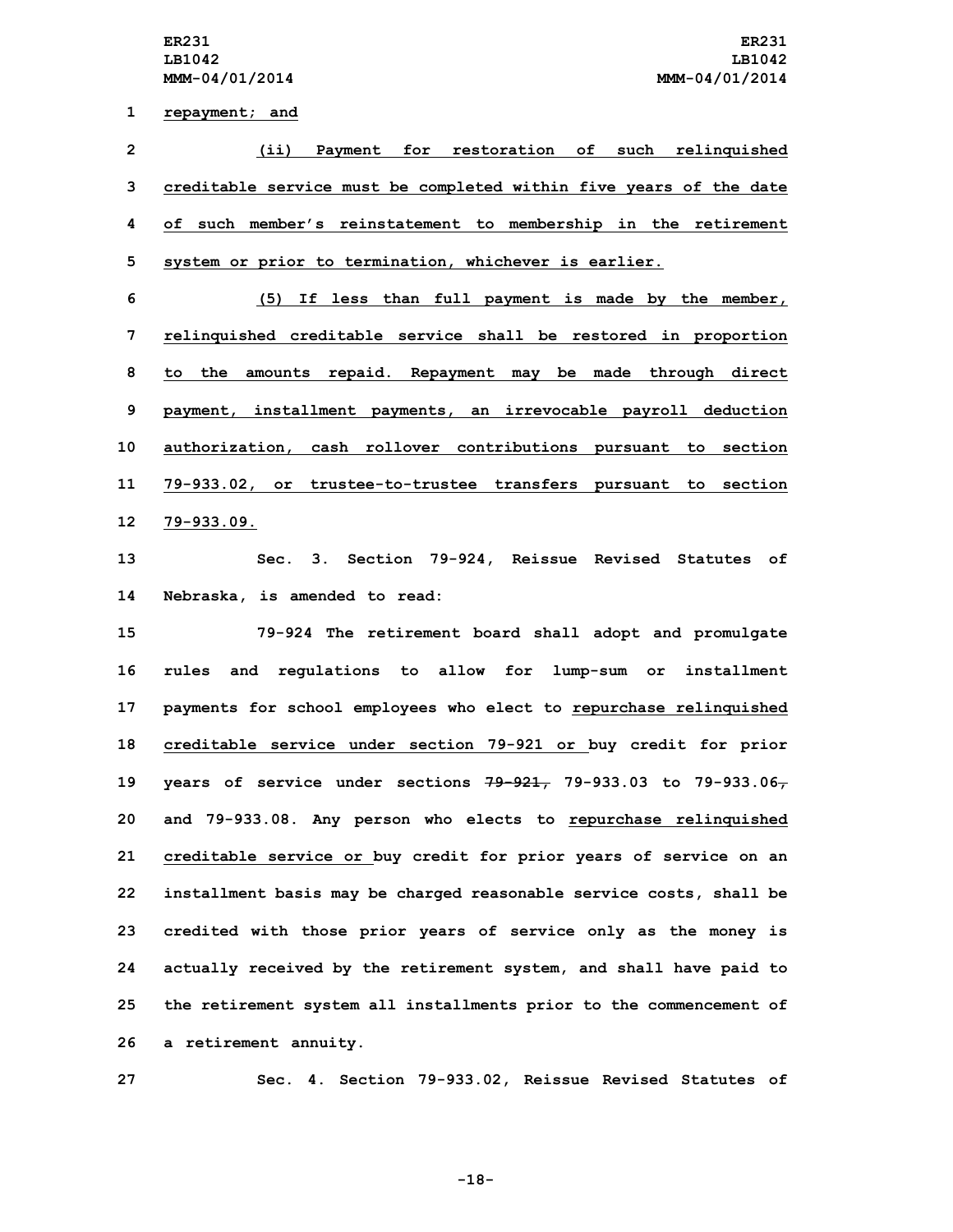repayment; and

(ii) Payment for restoration of such relinquished creditable service must be completed within five years of the date of such member's reinstatement to membership in the retirement system or prior to termination, whichever is earlier.

(5) If less than full payment is made by the member, relinquished creditable service shall be restored in proportion to the amounts repaid. Repayment may be made through direct payment, installment payments, an irrevocable payroll deduction authorization, cash rollover contributions pursuant to section 79-933.02, or trustee-to-trustee transfers pursuant to section 79-933.09.

Sec. 3. Section 79-924, Reissue Revised Statutes of Nebraska, is amended to read:

79-924 The retirement board shall adopt and promulgate rules and regulations to allow for lump-sum or installment payments for school employees who elect to repurchase relinquished creditable service under section 79-921 or buy credit for prior years of service under sections ~~79-921,~~ 79-933.03 to 79-933.06~~,~~ and 79-933.08. Any person who elects to repurchase relinquished creditable service or buy credit for prior years of service on an installment basis may be charged reasonable service costs, shall be credited with those prior years of service only as the money is actually received by the retirement system, and shall have paid to the retirement system all installments prior to the commencement of a retirement annuity.

Sec. 4. Section 79-933.02, Reissue Revised Statutes of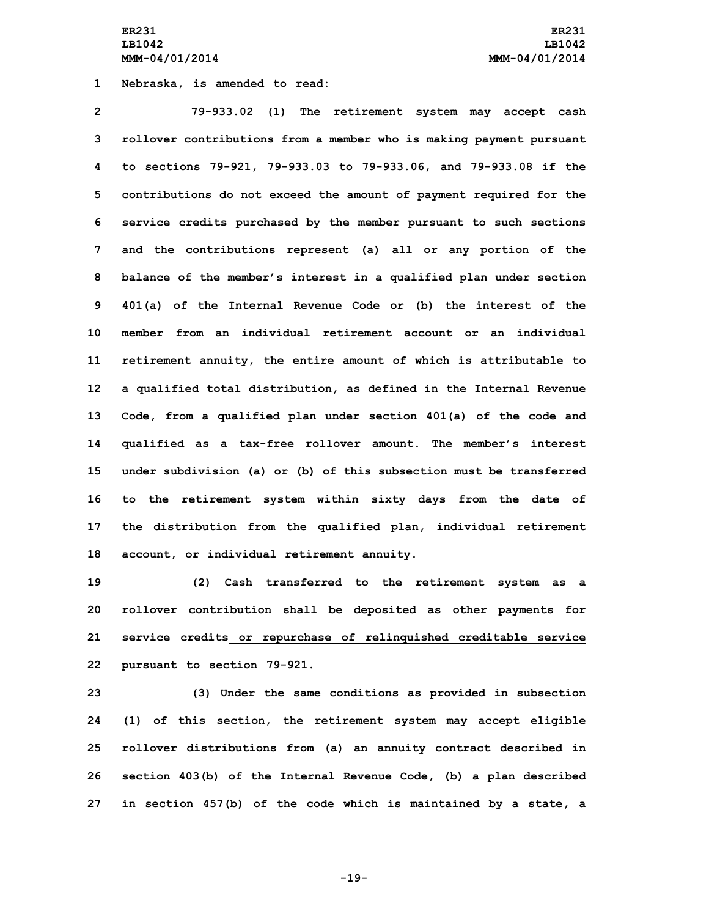Nebraska, is amended to read:

79-933.02 (1) The retirement system may accept cash rollover contributions from a member who is making payment pursuant to sections 79-921, 79-933.03 to 79-933.06, and 79-933.08 if the contributions do not exceed the amount of payment required for the service credits purchased by the member pursuant to such sections and the contributions represent (a) all or any portion of the balance of the member's interest in a qualified plan under section 401(a) of the Internal Revenue Code or (b) the interest of the member from an individual retirement account or an individual retirement annuity, the entire amount of which is attributable to a qualified total distribution, as defined in the Internal Revenue Code, from a qualified plan under section 401(a) of the code and qualified as a tax-free rollover amount. The member's interest under subdivision (a) or (b) of this subsection must be transferred to the retirement system within sixty days from the date of the distribution from the qualified plan, individual retirement account, or individual retirement annuity.

(2) Cash transferred to the retirement system as a rollover contribution shall be deposited as other payments for service credits or repurchase of relinquished creditable service pursuant to section 79-921.

(3) Under the same conditions as provided in subsection (1) of this section, the retirement system may accept eligible rollover distributions from (a) an annuity contract described in section 403(b) of the Internal Revenue Code, (b) a plan described in section 457(b) of the code which is maintained by a state, a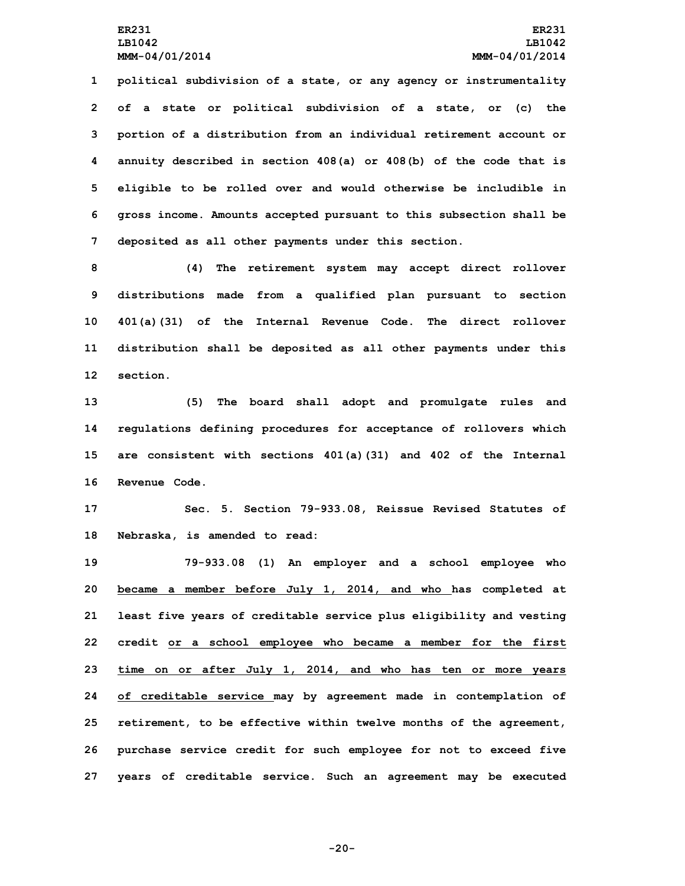political subdivision of a state, or any agency or instrumentality of a state or political subdivision of a state, or (c) the portion of a distribution from an individual retirement account or annuity described in section 408(a) or 408(b) of the code that is eligible to be rolled over and would otherwise be includible in gross income. Amounts accepted pursuant to this subsection shall be deposited as all other payments under this section.

(4) The retirement system may accept direct rollover distributions made from a qualified plan pursuant to section 401(a)(31) of the Internal Revenue Code. The direct rollover distribution shall be deposited as all other payments under this section.

(5) The board shall adopt and promulgate rules and regulations defining procedures for acceptance of rollovers which are consistent with sections 401(a)(31) and 402 of the Internal Revenue Code.

Sec. 5. Section 79-933.08, Reissue Revised Statutes of Nebraska, is amended to read:

79-933.08 (1) An employer and a school employee who <u>became a member before July 1, 2014, and who</u> has completed at least five years of creditable service plus eligibility and vesting credit <u>or a school employee who became a member for the first time on or after July 1, 2014, and who has ten or more years of creditable service</u> may by agreement made in contemplation of retirement, to be effective within twelve months of the agreement, purchase service credit for such employee for not to exceed five years of creditable service. Such an agreement may be executed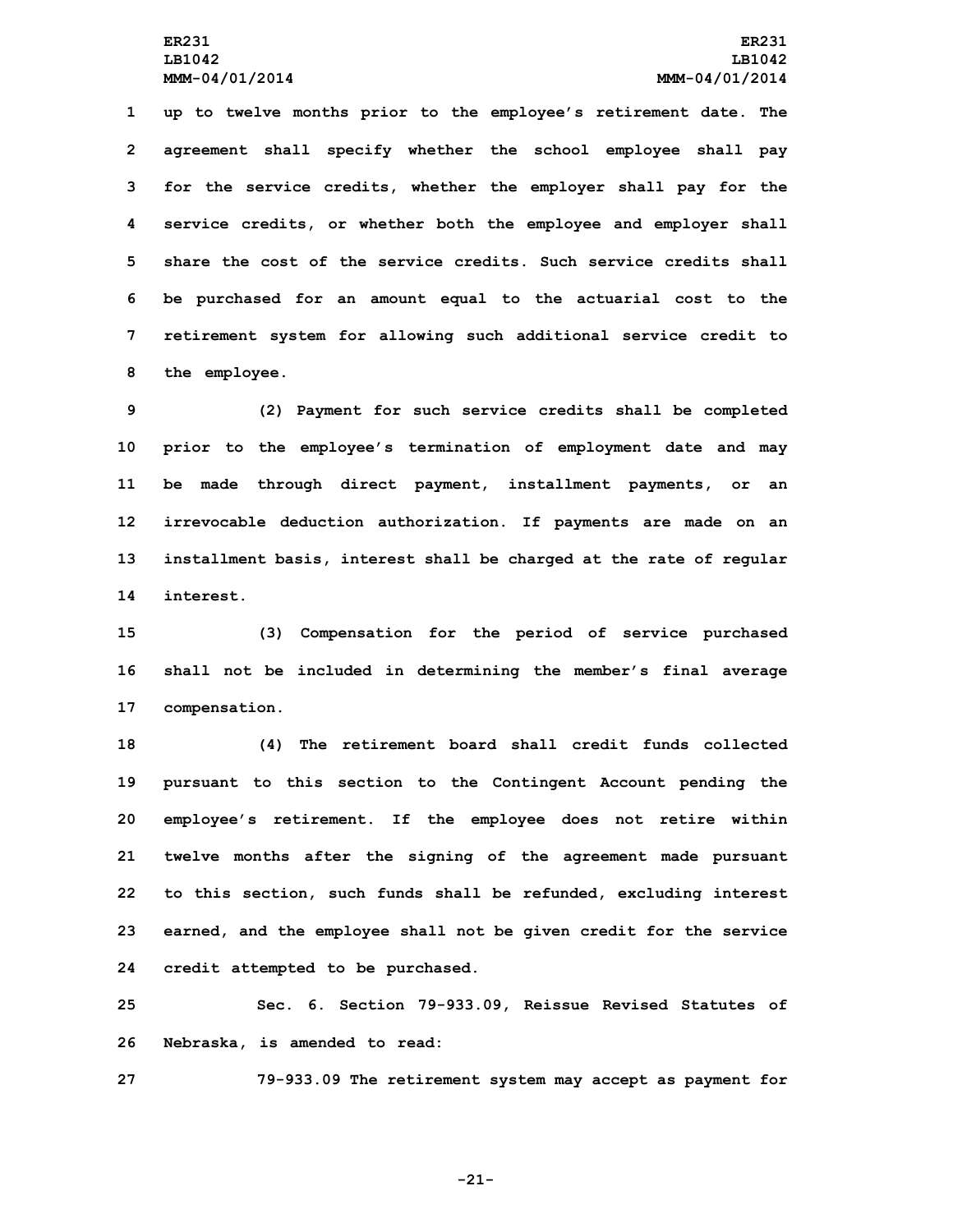up to twelve months prior to the employee's retirement date. The agreement shall specify whether the school employee shall pay for the service credits, whether the employer shall pay for the service credits, or whether both the employee and employer shall share the cost of the service credits. Such service credits shall be purchased for an amount equal to the actuarial cost to the retirement system for allowing such additional service credit to the employee.

(2) Payment for such service credits shall be completed prior to the employee's termination of employment date and may be made through direct payment, installment payments, or an irrevocable deduction authorization. If payments are made on an installment basis, interest shall be charged at the rate of regular interest.

(3) Compensation for the period of service purchased shall not be included in determining the member's final average compensation.

(4) The retirement board shall credit funds collected pursuant to this section to the Contingent Account pending the employee's retirement. If the employee does not retire within twelve months after the signing of the agreement made pursuant to this section, such funds shall be refunded, excluding interest earned, and the employee shall not be given credit for the service credit attempted to be purchased.

Sec. 6. Section 79-933.09, Reissue Revised Statutes of Nebraska, is amended to read:

79-933.09 The retirement system may accept as payment for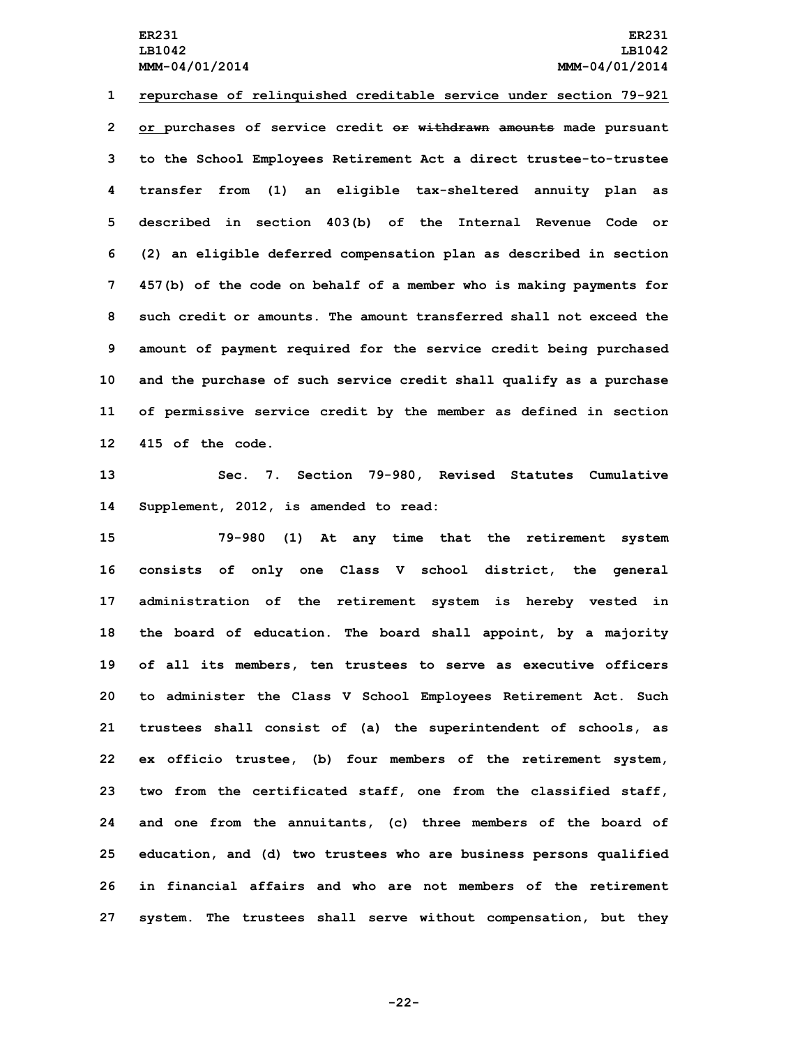repurchase of relinquished creditable service under section 79-921 or purchases of service credit ~~or withdrawn amounts~~ made pursuant to the School Employees Retirement Act a direct trustee-to-trustee transfer from (1) an eligible tax-sheltered annuity plan as described in section 403(b) of the Internal Revenue Code or (2) an eligible deferred compensation plan as described in section 457(b) of the code on behalf of a member who is making payments for such credit or amounts. The amount transferred shall not exceed the amount of payment required for the service credit being purchased and the purchase of such service credit shall qualify as a purchase of permissive service credit by the member as defined in section 415 of the code.

Sec. 7. Section 79-980, Revised Statutes Cumulative Supplement, 2012, is amended to read:

79-980 (1) At any time that the retirement system consists of only one Class V school district, the general administration of the retirement system is hereby vested in the board of education. The board shall appoint, by a majority of all its members, ten trustees to serve as executive officers to administer the Class V School Employees Retirement Act. Such trustees shall consist of (a) the superintendent of schools, as ex officio trustee, (b) four members of the retirement system, two from the certificated staff, one from the classified staff, and one from the annuitants, (c) three members of the board of education, and (d) two trustees who are business persons qualified in financial affairs and who are not members of the retirement system. The trustees shall serve without compensation, but they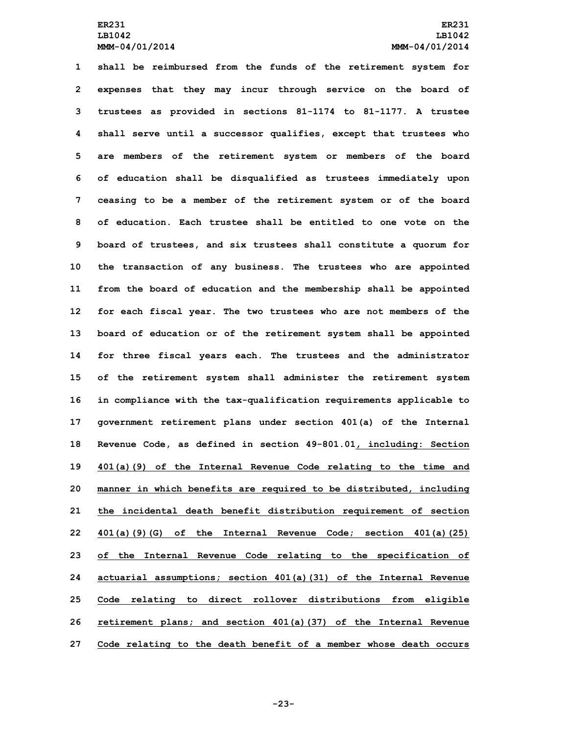shall be reimbursed from the funds of the retirement system for expenses that they may incur through service on the board of trustees as provided in sections 81-1174 to 81-1177. A trustee shall serve until a successor qualifies, except that trustees who are members of the retirement system or members of the board of education shall be disqualified as trustees immediately upon ceasing to be a member of the retirement system or of the board of education. Each trustee shall be entitled to one vote on the board of trustees, and six trustees shall constitute a quorum for the transaction of any business. The trustees who are appointed from the board of education and the membership shall be appointed for each fiscal year. The two trustees who are not members of the board of education or of the retirement system shall be appointed for three fiscal years each. The trustees and the administrator of the retirement system shall administer the retirement system in compliance with the tax-qualification requirements applicable to government retirement plans under section 401(a) of the Internal Revenue Code, as defined in section 49-801.01, including: Section 401(a)(9) of the Internal Revenue Code relating to the time and manner in which benefits are required to be distributed, including the incidental death benefit distribution requirement of section 401(a)(9)(G) of the Internal Revenue Code; section 401(a)(25) of the Internal Revenue Code relating to the specification of actuarial assumptions; section 401(a)(31) of the Internal Revenue Code relating to direct rollover distributions from eligible retirement plans; and section 401(a)(37) of the Internal Revenue Code relating to the death benefit of a member whose death occurs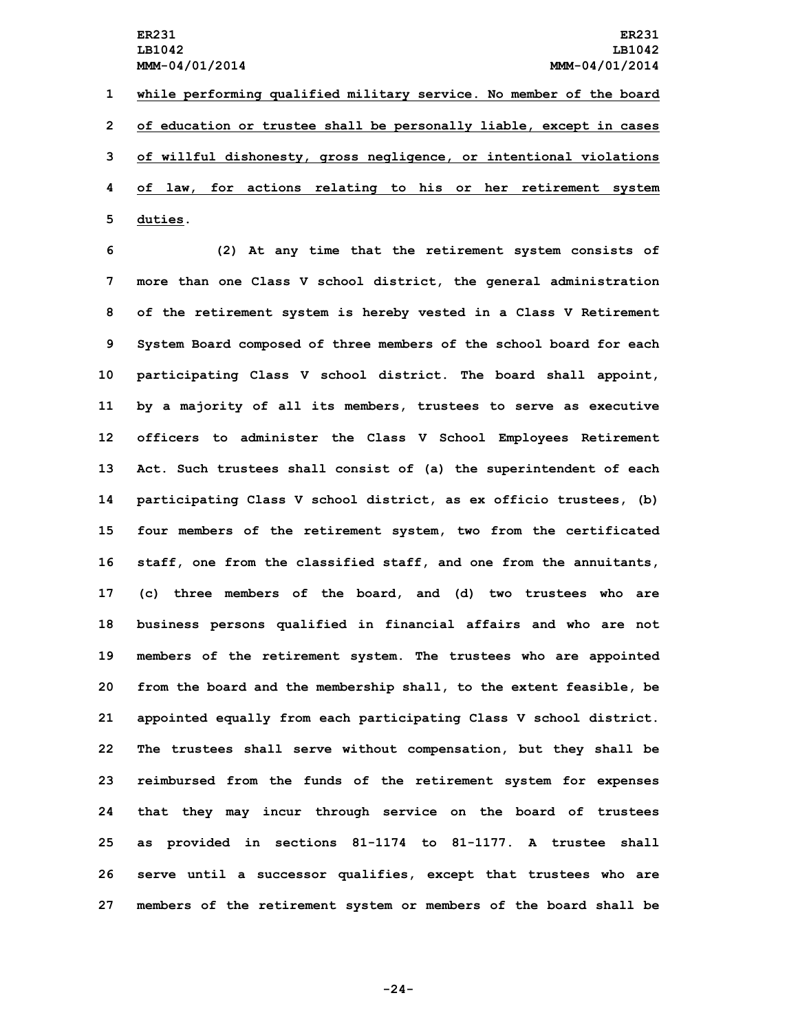while performing qualified military service. No member of the board of education or trustee shall be personally liable, except in cases of willful dishonesty, gross negligence, or intentional violations of law, for actions relating to his or her retirement system duties.

(2) At any time that the retirement system consists of more than one Class V school district, the general administration of the retirement system is hereby vested in a Class V Retirement System Board composed of three members of the school board for each participating Class V school district. The board shall appoint, by a majority of all its members, trustees to serve as executive officers to administer the Class V School Employees Retirement Act. Such trustees shall consist of (a) the superintendent of each participating Class V school district, as ex officio trustees, (b) four members of the retirement system, two from the certificated staff, one from the classified staff, and one from the annuitants, (c) three members of the board, and (d) two trustees who are business persons qualified in financial affairs and who are not members of the retirement system. The trustees who are appointed from the board and the membership shall, to the extent feasible, be appointed equally from each participating Class V school district. The trustees shall serve without compensation, but they shall be reimbursed from the funds of the retirement system for expenses that they may incur through service on the board of trustees as provided in sections 81-1174 to 81-1177. A trustee shall serve until a successor qualifies, except that trustees who are members of the retirement system or members of the board shall be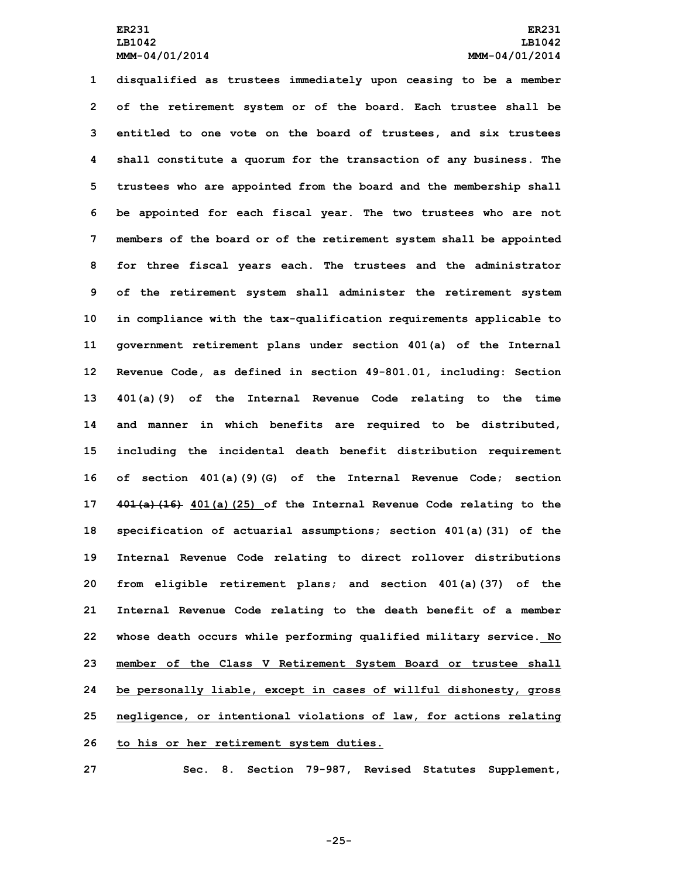disqualified as trustees immediately upon ceasing to be a member of the retirement system or of the board. Each trustee shall be entitled to one vote on the board of trustees, and six trustees shall constitute a quorum for the transaction of any business. The trustees who are appointed from the board and the membership shall be appointed for each fiscal year. The two trustees who are not members of the board or of the retirement system shall be appointed for three fiscal years each. The trustees and the administrator of the retirement system shall administer the retirement system in compliance with the tax-qualification requirements applicable to government retirement plans under section 401(a) of the Internal Revenue Code, as defined in section 49-801.01, including: Section 401(a)(9) of the Internal Revenue Code relating to the time and manner in which benefits are required to be distributed, including the incidental death benefit distribution requirement of section 401(a)(9)(G) of the Internal Revenue Code; section ~~401(a)(16)~~ 401(a)(25) of the Internal Revenue Code relating to the specification of actuarial assumptions; section 401(a)(31) of the Internal Revenue Code relating to direct rollover distributions from eligible retirement plans; and section 401(a)(37) of the Internal Revenue Code relating to the death benefit of a member whose death occurs while performing qualified military service. No member of the Class V Retirement System Board or trustee shall be personally liable, except in cases of willful dishonesty, gross negligence, or intentional violations of law, for actions relating to his or her retirement system duties.

Sec. 8. Section 79-987, Revised Statutes Supplement,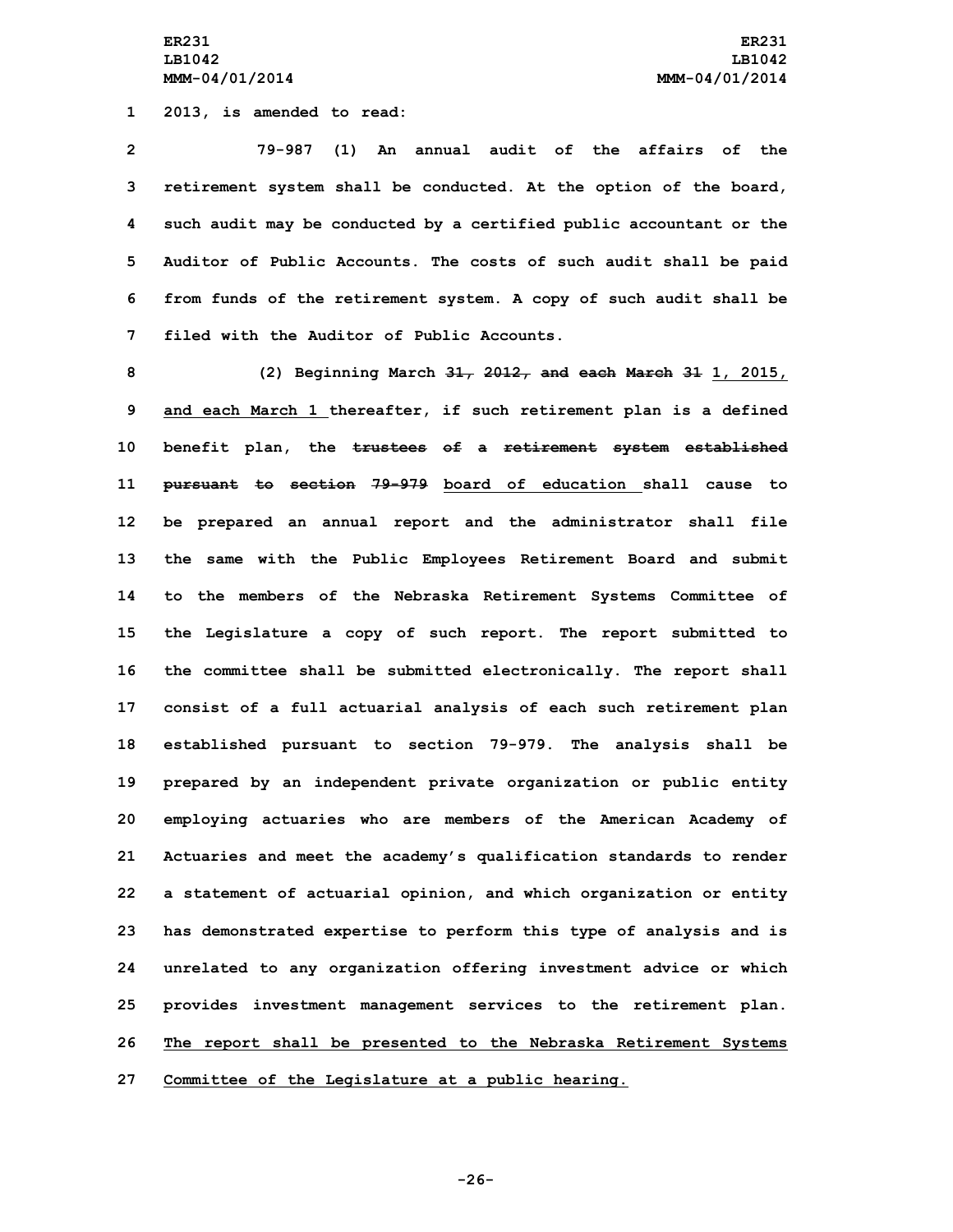2013, is amended to read:

79-987 (1) An annual audit of the affairs of the retirement system shall be conducted. At the option of the board, such audit may be conducted by a certified public accountant or the Auditor of Public Accounts. The costs of such audit shall be paid from funds of the retirement system. A copy of such audit shall be filed with the Auditor of Public Accounts.

(2) Beginning March ~~31, 2012, and each March 31~~ <u>1, 2015, and each March 1</u> thereafter, if such retirement plan is a defined benefit plan, the ~~trustees of a retirement system established pursuant to section 79-979~~ <u>board of education</u> shall cause to be prepared an annual report and the administrator shall file the same with the Public Employees Retirement Board and submit to the members of the Nebraska Retirement Systems Committee of the Legislature a copy of such report. The report submitted to the committee shall be submitted electronically. The report shall consist of a full actuarial analysis of each such retirement plan established pursuant to section 79-979. The analysis shall be prepared by an independent private organization or public entity employing actuaries who are members of the American Academy of Actuaries and meet the academy's qualification standards to render a statement of actuarial opinion, and which organization or entity has demonstrated expertise to perform this type of analysis and is unrelated to any organization offering investment advice or which provides investment management services to the retirement plan. <u>The report shall be presented to the Nebraska Retirement Systems Committee of the Legislature at a public hearing.</u>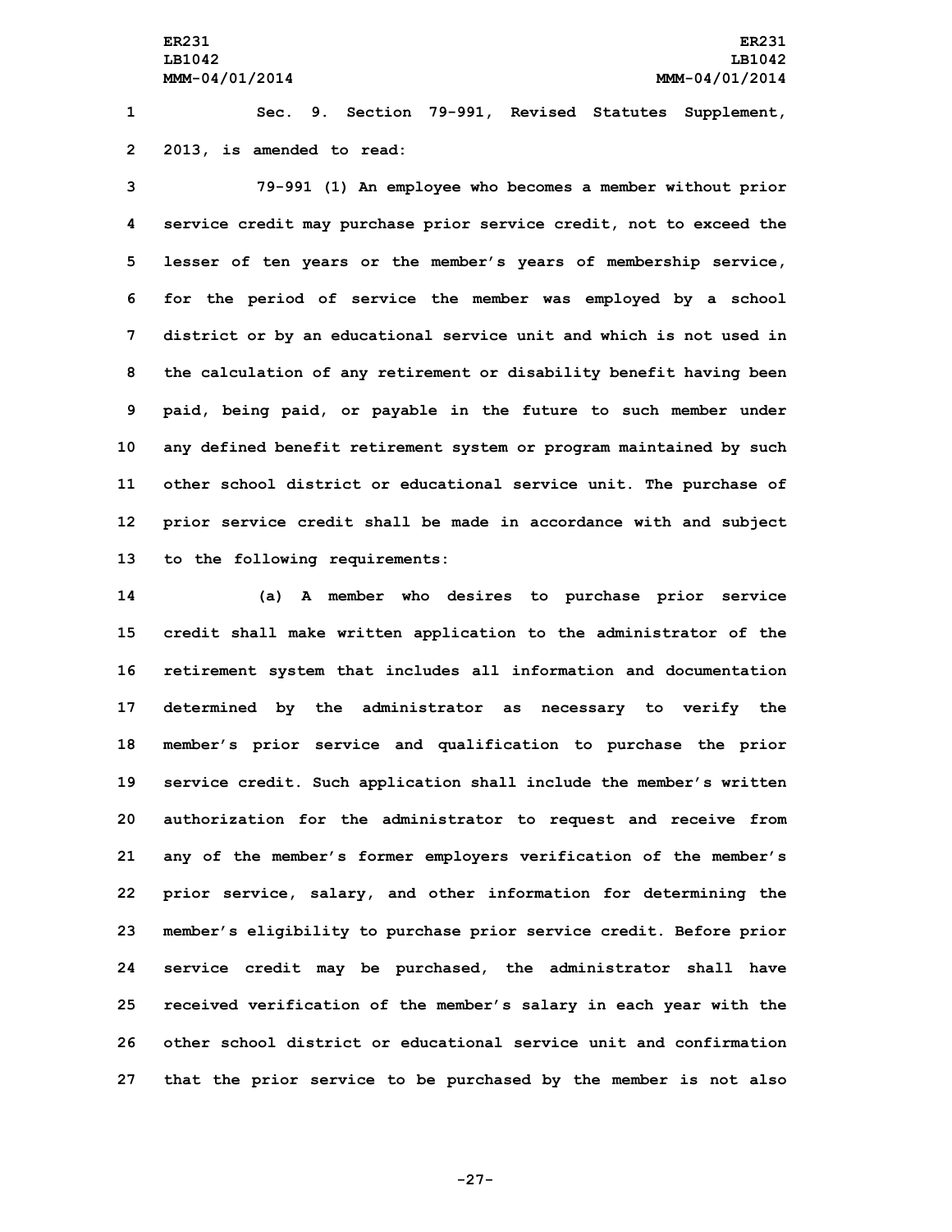Sec. 9. Section 79-991, Revised Statutes Supplement, 2013, is amended to read:

79-991 (1) An employee who becomes a member without prior service credit may purchase prior service credit, not to exceed the lesser of ten years or the member's years of membership service, for the period of service the member was employed by a school district or by an educational service unit and which is not used in the calculation of any retirement or disability benefit having been paid, being paid, or payable in the future to such member under any defined benefit retirement system or program maintained by such other school district or educational service unit. The purchase of prior service credit shall be made in accordance with and subject to the following requirements:

(a) A member who desires to purchase prior service credit shall make written application to the administrator of the retirement system that includes all information and documentation determined by the administrator as necessary to verify the member's prior service and qualification to purchase the prior service credit. Such application shall include the member's written authorization for the administrator to request and receive from any of the member's former employers verification of the member's prior service, salary, and other information for determining the member's eligibility to purchase prior service credit. Before prior service credit may be purchased, the administrator shall have received verification of the member's salary in each year with the other school district or educational service unit and confirmation that the prior service to be purchased by the member is not also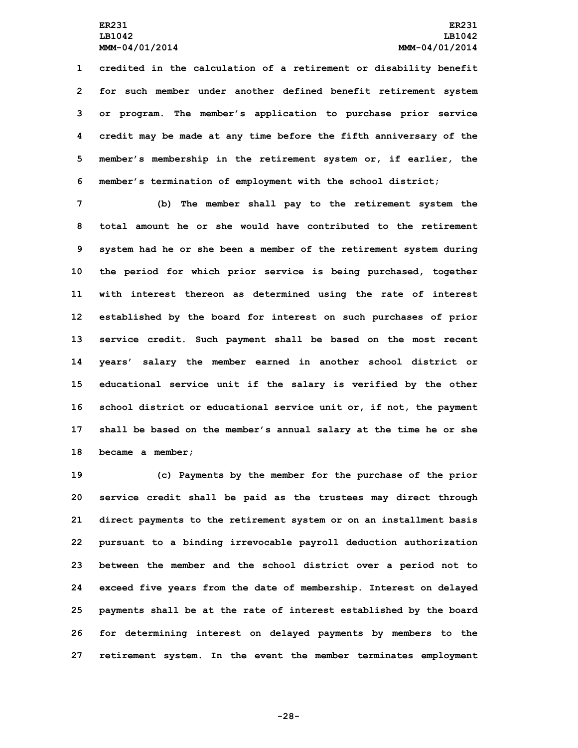credited in the calculation of a retirement or disability benefit for such member under another defined benefit retirement system or program. The member's application to purchase prior service credit may be made at any time before the fifth anniversary of the member's membership in the retirement system or, if earlier, the member's termination of employment with the school district;

(b) The member shall pay to the retirement system the total amount he or she would have contributed to the retirement system had he or she been a member of the retirement system during the period for which prior service is being purchased, together with interest thereon as determined using the rate of interest established by the board for interest on such purchases of prior service credit. Such payment shall be based on the most recent years' salary the member earned in another school district or educational service unit if the salary is verified by the other school district or educational service unit or, if not, the payment shall be based on the member's annual salary at the time he or she became a member;

(c) Payments by the member for the purchase of the prior service credit shall be paid as the trustees may direct through direct payments to the retirement system or on an installment basis pursuant to a binding irrevocable payroll deduction authorization between the member and the school district over a period not to exceed five years from the date of membership. Interest on delayed payments shall be at the rate of interest established by the board for determining interest on delayed payments by members to the retirement system. In the event the member terminates employment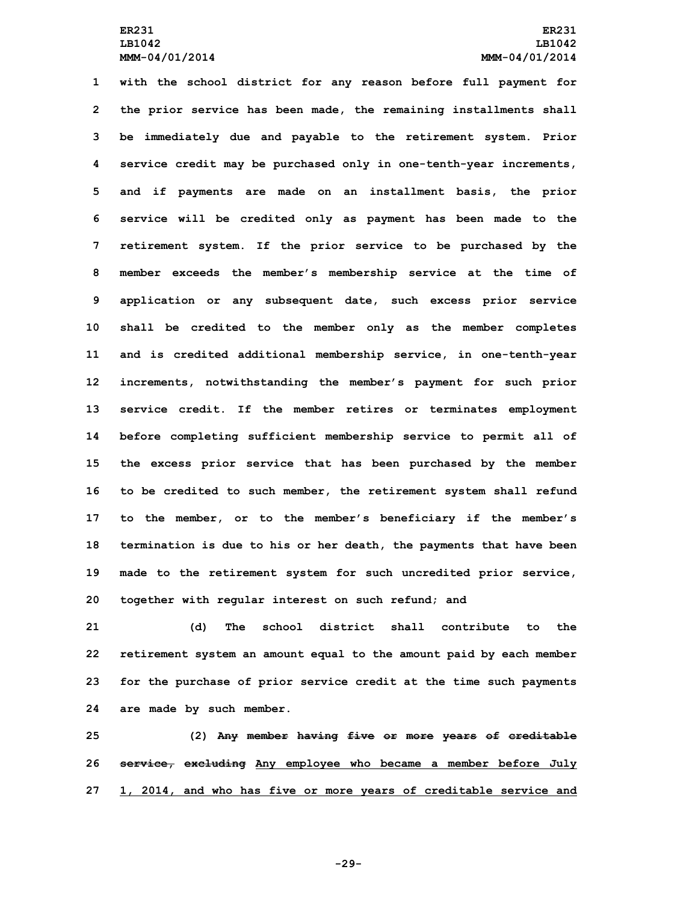with the school district for any reason before full payment for the prior service has been made, the remaining installments shall be immediately due and payable to the retirement system. Prior service credit may be purchased only in one-tenth-year increments, and if payments are made on an installment basis, the prior service will be credited only as payment has been made to the retirement system. If the prior service to be purchased by the member exceeds the member's membership service at the time of application or any subsequent date, such excess prior service shall be credited to the member only as the member completes and is credited additional membership service, in one-tenth-year increments, notwithstanding the member's payment for such prior service credit. If the member retires or terminates employment before completing sufficient membership service to permit all of the excess prior service that has been purchased by the member to be credited to such member, the retirement system shall refund to the member, or to the member's beneficiary if the member's termination is due to his or her death, the payments that have been made to the retirement system for such uncredited prior service, together with regular interest on such refund; and

(d) The school district shall contribute to the retirement system an amount equal to the amount paid by each member for the purchase of prior service credit at the time such payments are made by such member.

(2) ~~Any member having five or more years of creditable service, excluding~~ <u>Any employee who became a member before July 1, 2014, and who has five or more years of creditable service and</u>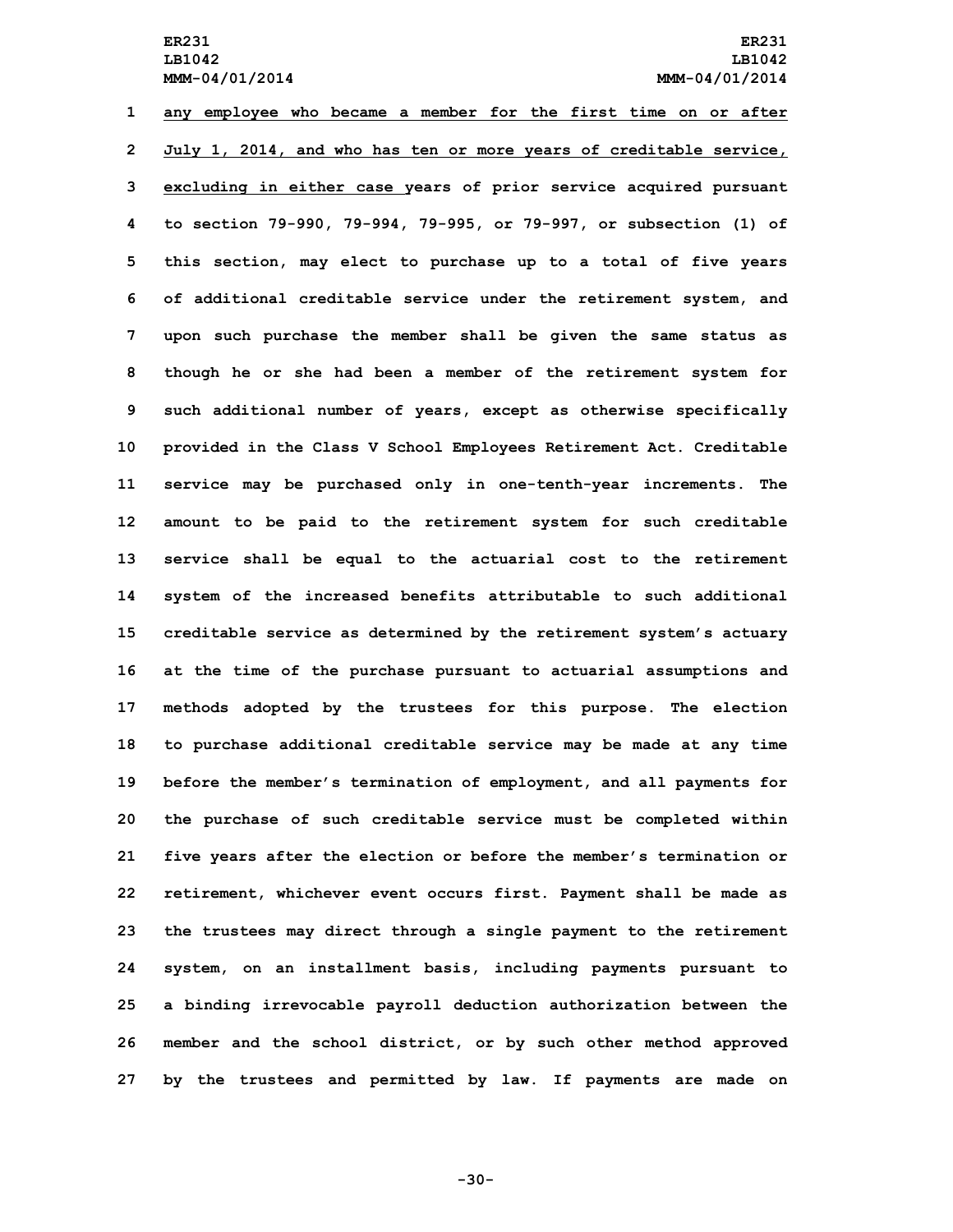any employee who became a member for the first time on or after July 1, 2014, and who has ten or more years of creditable service, excluding in either case years of prior service acquired pursuant to section 79-990, 79-994, 79-995, or 79-997, or subsection (1) of this section, may elect to purchase up to a total of five years of additional creditable service under the retirement system, and upon such purchase the member shall be given the same status as though he or she had been a member of the retirement system for such additional number of years, except as otherwise specifically provided in the Class V School Employees Retirement Act. Creditable service may be purchased only in one-tenth-year increments. The amount to be paid to the retirement system for such creditable service shall be equal to the actuarial cost to the retirement system of the increased benefits attributable to such additional creditable service as determined by the retirement system's actuary at the time of the purchase pursuant to actuarial assumptions and methods adopted by the trustees for this purpose. The election to purchase additional creditable service may be made at any time before the member's termination of employment, and all payments for the purchase of such creditable service must be completed within five years after the election or before the member's termination or retirement, whichever event occurs first. Payment shall be made as the trustees may direct through a single payment to the retirement system, on an installment basis, including payments pursuant to a binding irrevocable payroll deduction authorization between the member and the school district, or by such other method approved by the trustees and permitted by law. If payments are made on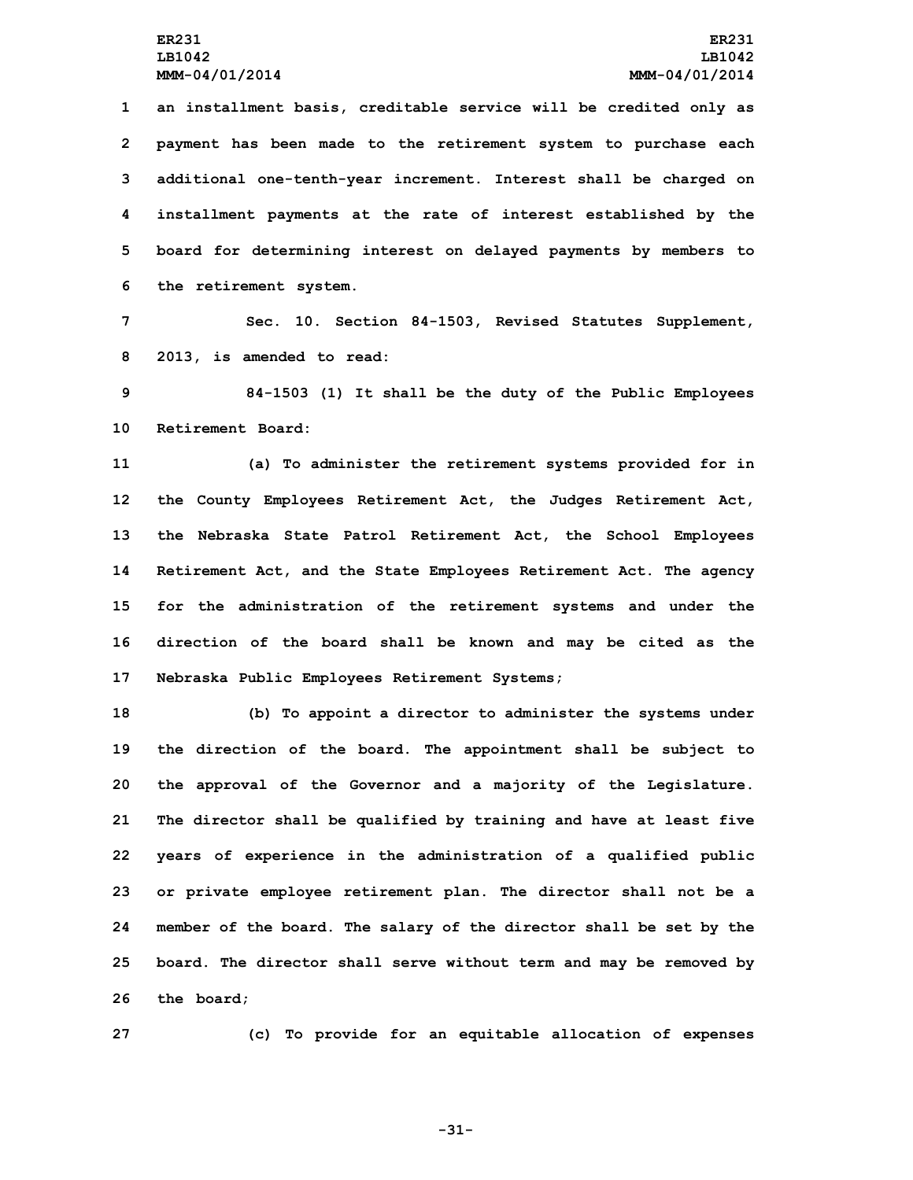an installment basis, creditable service will be credited only as payment has been made to the retirement system to purchase each additional one-tenth-year increment. Interest shall be charged on installment payments at the rate of interest established by the board for determining interest on delayed payments by members to the retirement system.

Sec. 10. Section 84-1503, Revised Statutes Supplement, 2013, is amended to read:

84-1503 (1) It shall be the duty of the Public Employees Retirement Board:

(a) To administer the retirement systems provided for in the County Employees Retirement Act, the Judges Retirement Act, the Nebraska State Patrol Retirement Act, the School Employees Retirement Act, and the State Employees Retirement Act. The agency for the administration of the retirement systems and under the direction of the board shall be known and may be cited as the Nebraska Public Employees Retirement Systems;

(b) To appoint a director to administer the systems under the direction of the board. The appointment shall be subject to the approval of the Governor and a majority of the Legislature. The director shall be qualified by training and have at least five years of experience in the administration of a qualified public or private employee retirement plan. The director shall not be a member of the board. The salary of the director shall be set by the board. The director shall serve without term and may be removed by the board;

(c) To provide for an equitable allocation of expenses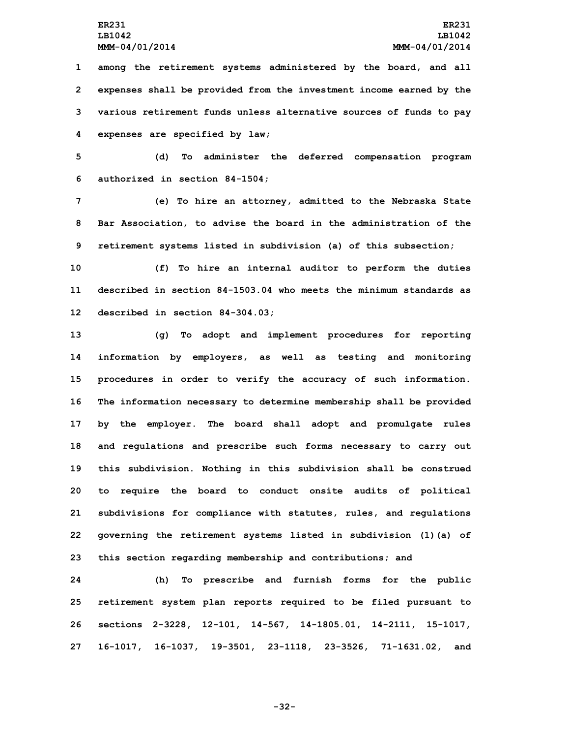among the retirement systems administered by the board, and all expenses shall be provided from the investment income earned by the various retirement funds unless alternative sources of funds to pay expenses are specified by law;

(d) To administer the deferred compensation program authorized in section 84-1504;

(e) To hire an attorney, admitted to the Nebraska State Bar Association, to advise the board in the administration of the retirement systems listed in subdivision (a) of this subsection;

(f) To hire an internal auditor to perform the duties described in section 84-1503.04 who meets the minimum standards as described in section 84-304.03;

(g) To adopt and implement procedures for reporting information by employers, as well as testing and monitoring procedures in order to verify the accuracy of such information. The information necessary to determine membership shall be provided by the employer. The board shall adopt and promulgate rules and regulations and prescribe such forms necessary to carry out this subdivision. Nothing in this subdivision shall be construed to require the board to conduct onsite audits of political subdivisions for compliance with statutes, rules, and regulations governing the retirement systems listed in subdivision (1)(a) of this section regarding membership and contributions; and

(h) To prescribe and furnish forms for the public retirement system plan reports required to be filed pursuant to sections 2-3228, 12-101, 14-567, 14-1805.01, 14-2111, 15-1017, 16-1017, 16-1037, 19-3501, 23-1118, 23-3526, 71-1631.02, and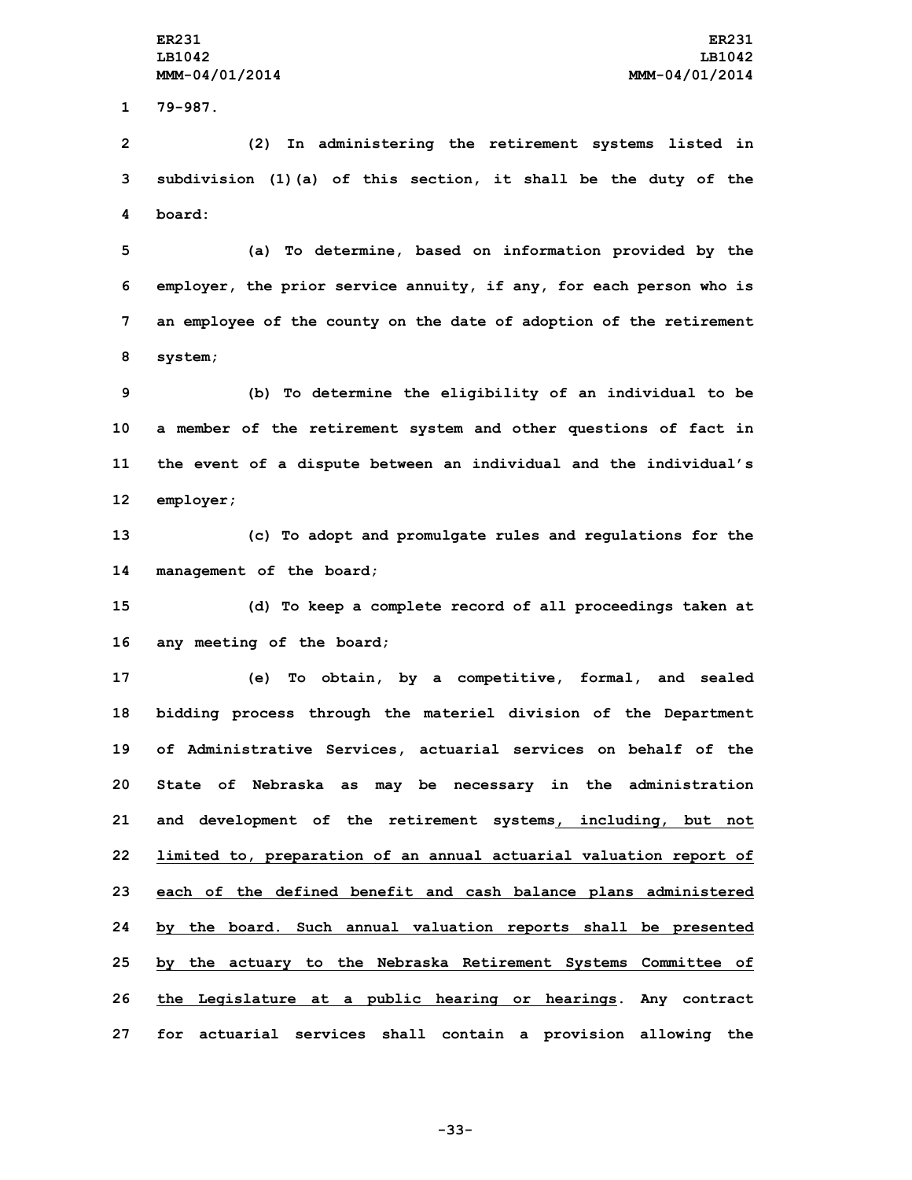79-987.

(2) In administering the retirement systems listed in subdivision (1)(a) of this section, it shall be the duty of the board:

(a) To determine, based on information provided by the employer, the prior service annuity, if any, for each person who is an employee of the county on the date of adoption of the retirement system;

(b) To determine the eligibility of an individual to be a member of the retirement system and other questions of fact in the event of a dispute between an individual and the individual's employer;

(c) To adopt and promulgate rules and regulations for the management of the board;

(d) To keep a complete record of all proceedings taken at any meeting of the board;

(e) To obtain, by a competitive, formal, and sealed bidding process through the materiel division of the Department of Administrative Services, actuarial services on behalf of the State of Nebraska as may be necessary in the administration and development of the retirement systems, including, but not limited to, preparation of an annual actuarial valuation report of each of the defined benefit and cash balance plans administered by the board. Such annual valuation reports shall be presented by the actuary to the Nebraska Retirement Systems Committee of the Legislature at a public hearing or hearings. Any contract for actuarial services shall contain a provision allowing the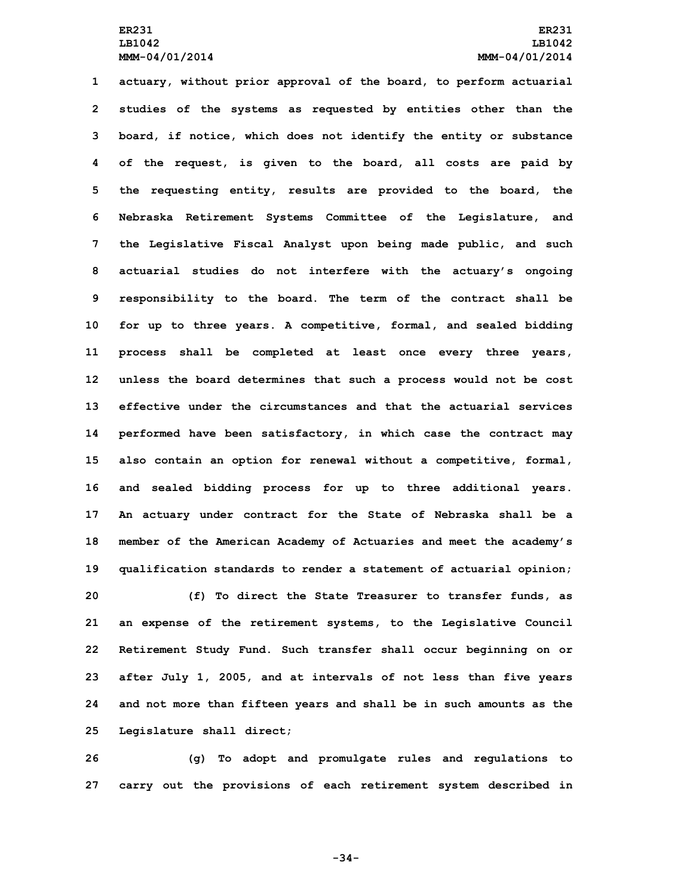actuary, without prior approval of the board, to perform actuarial studies of the systems as requested by entities other than the board, if notice, which does not identify the entity or substance of the request, is given to the board, all costs are paid by the requesting entity, results are provided to the board, the Nebraska Retirement Systems Committee of the Legislature, and the Legislative Fiscal Analyst upon being made public, and such actuarial studies do not interfere with the actuary's ongoing responsibility to the board. The term of the contract shall be for up to three years. A competitive, formal, and sealed bidding process shall be completed at least once every three years, unless the board determines that such a process would not be cost effective under the circumstances and that the actuarial services performed have been satisfactory, in which case the contract may also contain an option for renewal without a competitive, formal, and sealed bidding process for up to three additional years. An actuary under contract for the State of Nebraska shall be a member of the American Academy of Actuaries and meet the academy's qualification standards to render a statement of actuarial opinion;

(f) To direct the State Treasurer to transfer funds, as an expense of the retirement systems, to the Legislative Council Retirement Study Fund. Such transfer shall occur beginning on or after July 1, 2005, and at intervals of not less than five years and not more than fifteen years and shall be in such amounts as the Legislature shall direct;

(g) To adopt and promulgate rules and regulations to carry out the provisions of each retirement system described in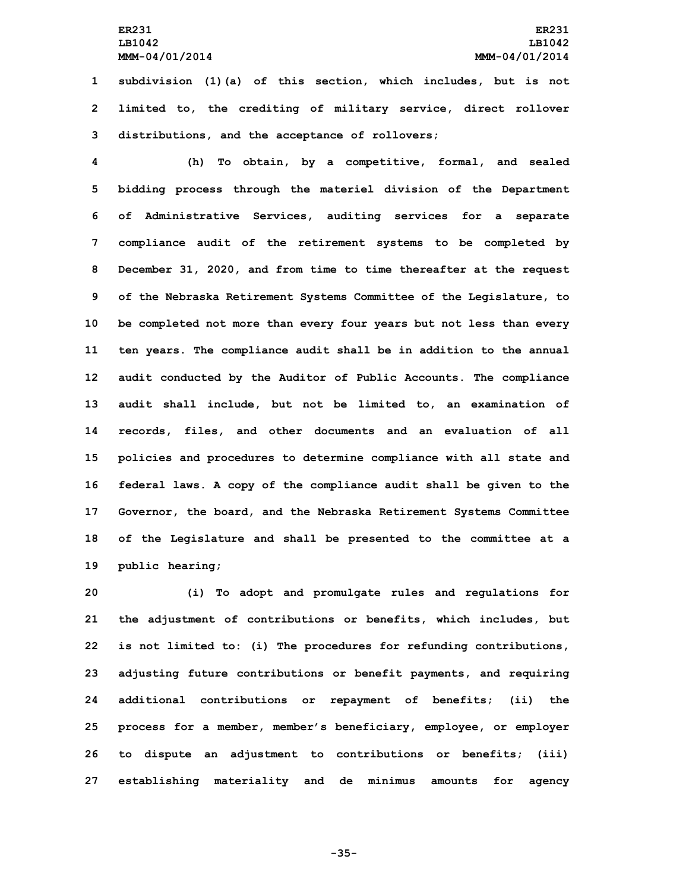subdivision (1)(a) of this section, which includes, but is not limited to, the crediting of military service, direct rollover distributions, and the acceptance of rollovers;

(h) To obtain, by a competitive, formal, and sealed bidding process through the materiel division of the Department of Administrative Services, auditing services for a separate compliance audit of the retirement systems to be completed by December 31, 2020, and from time to time thereafter at the request of the Nebraska Retirement Systems Committee of the Legislature, to be completed not more than every four years but not less than every ten years. The compliance audit shall be in addition to the annual audit conducted by the Auditor of Public Accounts. The compliance audit shall include, but not be limited to, an examination of records, files, and other documents and an evaluation of all policies and procedures to determine compliance with all state and federal laws. A copy of the compliance audit shall be given to the Governor, the board, and the Nebraska Retirement Systems Committee of the Legislature and shall be presented to the committee at a public hearing;

(i) To adopt and promulgate rules and regulations for the adjustment of contributions or benefits, which includes, but is not limited to: (i) The procedures for refunding contributions, adjusting future contributions or benefit payments, and requiring additional contributions or repayment of benefits; (ii) the process for a member, member's beneficiary, employee, or employer to dispute an adjustment to contributions or benefits; (iii) establishing materiality and de minimus amounts for agency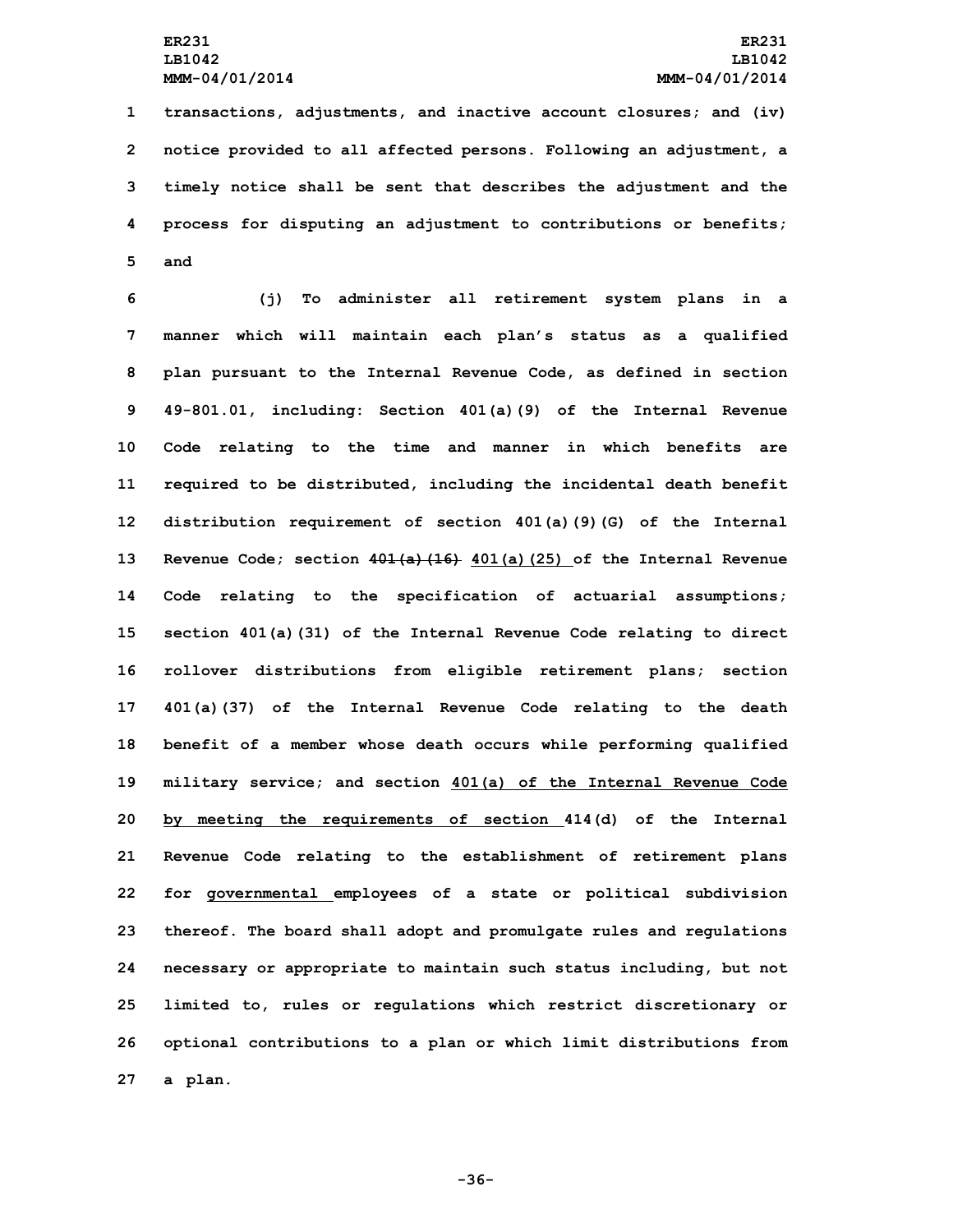transactions, adjustments, and inactive account closures; and (iv) notice provided to all affected persons. Following an adjustment, a timely notice shall be sent that describes the adjustment and the process for disputing an adjustment to contributions or benefits; and

(j) To administer all retirement system plans in a manner which will maintain each plan's status as a qualified plan pursuant to the Internal Revenue Code, as defined in section 49-801.01, including: Section 401(a)(9) of the Internal Revenue Code relating to the time and manner in which benefits are required to be distributed, including the incidental death benefit distribution requirement of section 401(a)(9)(G) of the Internal Revenue Code; section ~~401(a)(16)~~ 401(a)(25) of the Internal Revenue Code relating to the specification of actuarial assumptions; section 401(a)(31) of the Internal Revenue Code relating to direct rollover distributions from eligible retirement plans; section 401(a)(37) of the Internal Revenue Code relating to the death benefit of a member whose death occurs while performing qualified military service; and section 401(a) of the Internal Revenue Code by meeting the requirements of section 414(d) of the Internal Revenue Code relating to the establishment of retirement plans for governmental employees of a state or political subdivision thereof. The board shall adopt and promulgate rules and regulations necessary or appropriate to maintain such status including, but not limited to, rules or regulations which restrict discretionary or optional contributions to a plan or which limit distributions from a plan.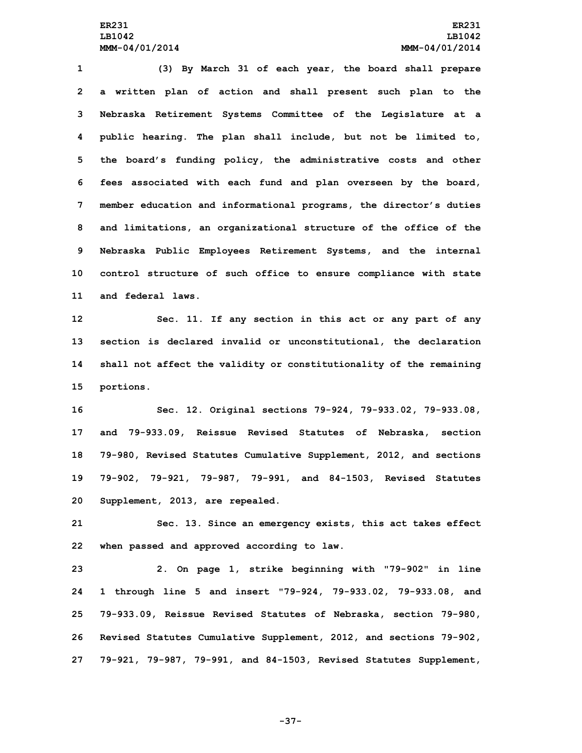(3) By March 31 of each year, the board shall prepare a written plan of action and shall present such plan to the Nebraska Retirement Systems Committee of the Legislature at a public hearing. The plan shall include, but not be limited to, the board's funding policy, the administrative costs and other fees associated with each fund and plan overseen by the board, member education and informational programs, the director's duties and limitations, an organizational structure of the office of the Nebraska Public Employees Retirement Systems, and the internal control structure of such office to ensure compliance with state and federal laws.

Sec. 11. If any section in this act or any part of any section is declared invalid or unconstitutional, the declaration shall not affect the validity or constitutionality of the remaining portions.

Sec. 12. Original sections 79-924, 79-933.02, 79-933.08, and 79-933.09, Reissue Revised Statutes of Nebraska, section 79-980, Revised Statutes Cumulative Supplement, 2012, and sections 79-902, 79-921, 79-987, 79-991, and 84-1503, Revised Statutes Supplement, 2013, are repealed.

Sec. 13. Since an emergency exists, this act takes effect when passed and approved according to law.

2. On page 1, strike beginning with "79-902" in line 1 through line 5 and insert "79-924, 79-933.02, 79-933.08, and 79-933.09, Reissue Revised Statutes of Nebraska, section 79-980, Revised Statutes Cumulative Supplement, 2012, and sections 79-902, 79-921, 79-987, 79-991, and 84-1503, Revised Statutes Supplement,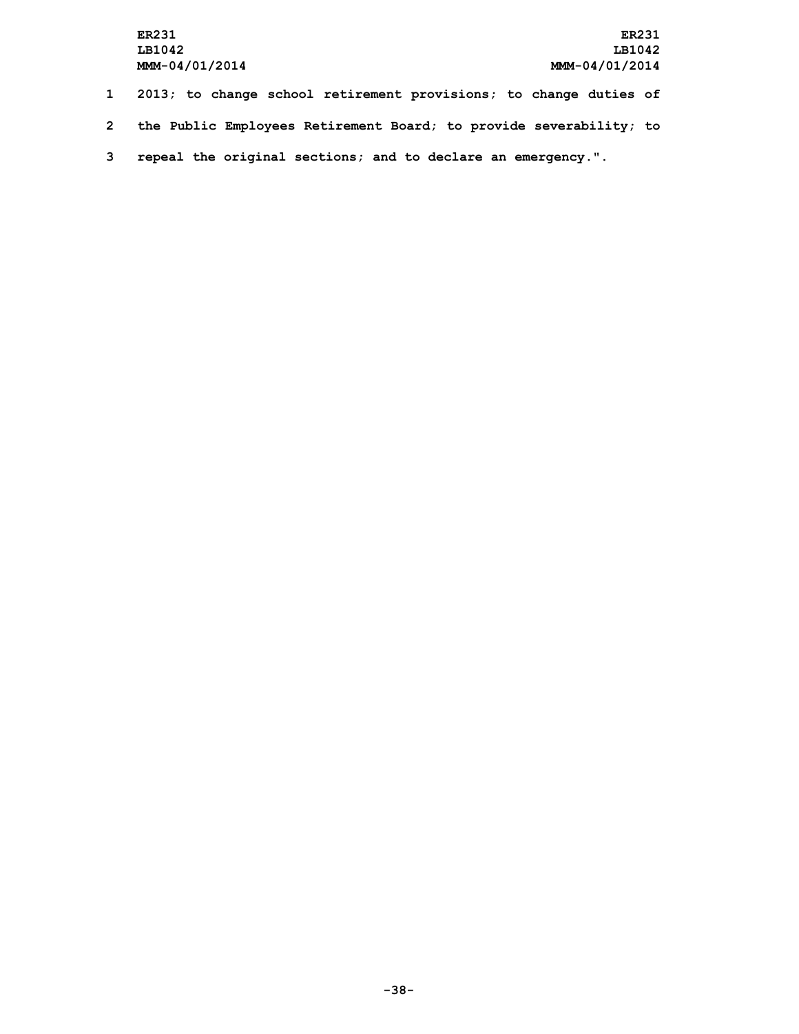1 2013; to change school retirement provisions; to change duties of

2 the Public Employees Retirement Board; to provide severability; to

3 repeal the original sections; and to declare an emergency.".